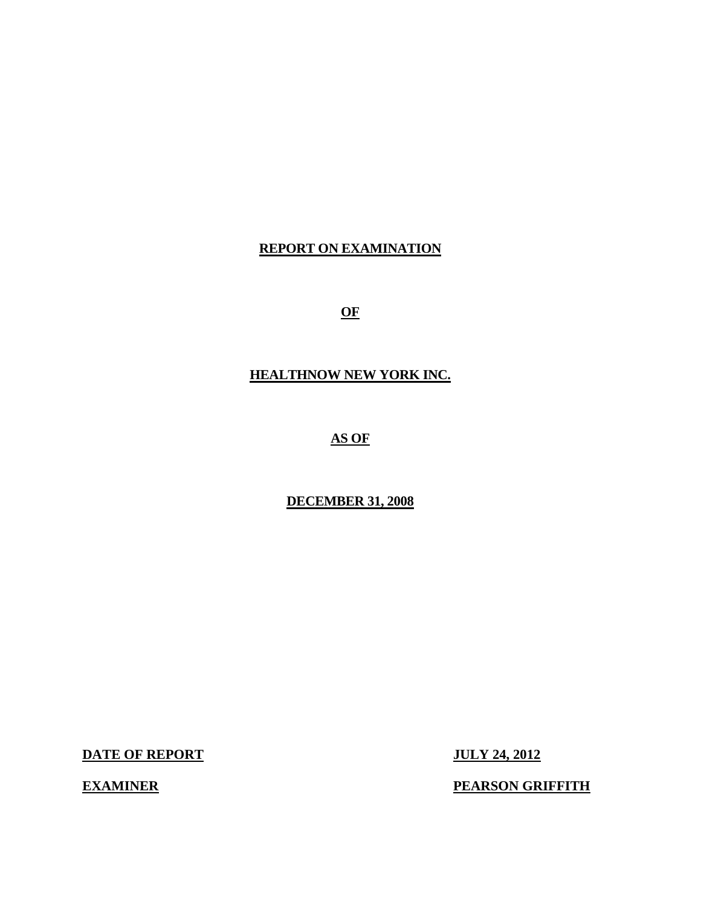**REPORT ON EXAMINATION**

**OF**

**HEALTHNOW NEW YORK INC.**

**AS OF**

**DECEMBER 31, 2008**

| | |
|---|---|
| **DATE OF REPORT** | **JULY 24, 2012** |
| **EXAMINER** | **PEARSON GRIFFITH** |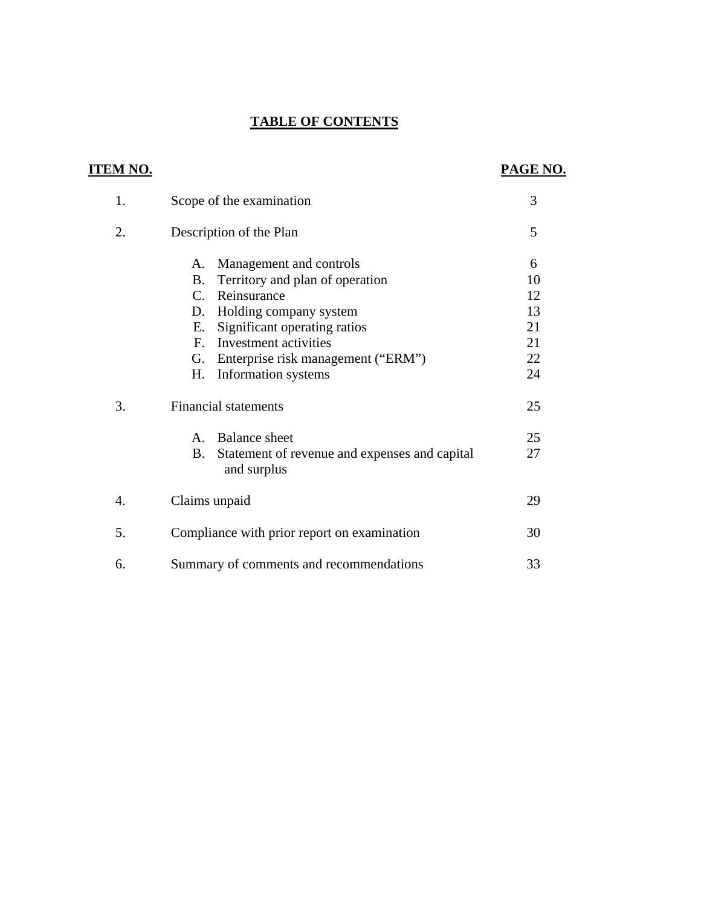# TABLE OF CONTENTS

| ITEM NO. | | PAGE NO. |
|---|---|---|
| 1. | Scope of the examination | 3 |
| 2. | Description of the Plan | 5 |
| | A. Management and controls | 6 |
| | B. Territory and plan of operation | 10 |
| | C. Reinsurance | 12 |
| | D. Holding company system | 13 |
| | E. Significant operating ratios | 21 |
| | F. Investment activities | 21 |
| | G. Enterprise risk management ("ERM") | 22 |
| | H. Information systems | 24 |
| 3. | Financial statements | 25 |
| | A. Balance sheet | 25 |
| | B. Statement of revenue and expenses and capital and surplus | 27 |
| 4. | Claims unpaid | 29 |
| 5. | Compliance with prior report on examination | 30 |
| 6. | Summary of comments and recommendations | 33 |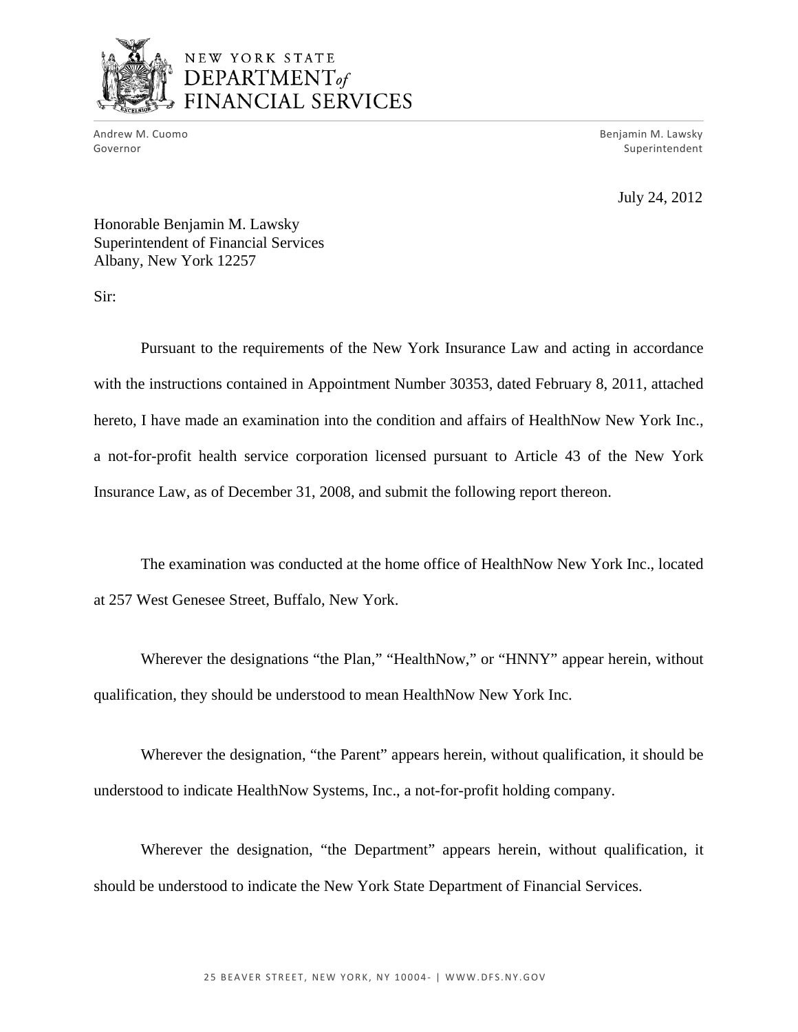NEW YORK STATE
DEPARTMENT *of*
FINANCIAL SERVICES

Andrew M. Cuomo
Governor

Benjamin M. Lawsky
Superintendent

July 24, 2012

Honorable Benjamin M. Lawsky
Superintendent of Financial Services
Albany, New York 12257

Sir:

Pursuant to the requirements of the New York Insurance Law and acting in accordance with the instructions contained in Appointment Number 30353, dated February 8, 2011, attached hereto, I have made an examination into the condition and affairs of HealthNow New York Inc., a not-for-profit health service corporation licensed pursuant to Article 43 of the New York Insurance Law, as of December 31, 2008, and submit the following report thereon.

The examination was conducted at the home office of HealthNow New York Inc., located at 257 West Genesee Street, Buffalo, New York.

Wherever the designations "the Plan," "HealthNow," or "HNNY" appear herein, without qualification, they should be understood to mean HealthNow New York Inc.

Wherever the designation, "the Parent" appears herein, without qualification, it should be understood to indicate HealthNow Systems, Inc., a not-for-profit holding company.

Wherever the designation, "the Department" appears herein, without qualification, it should be understood to indicate the New York State Department of Financial Services.

25 BEAVER STREET, NEW YORK, NY 10004- | WWW.DFS.NY.GOV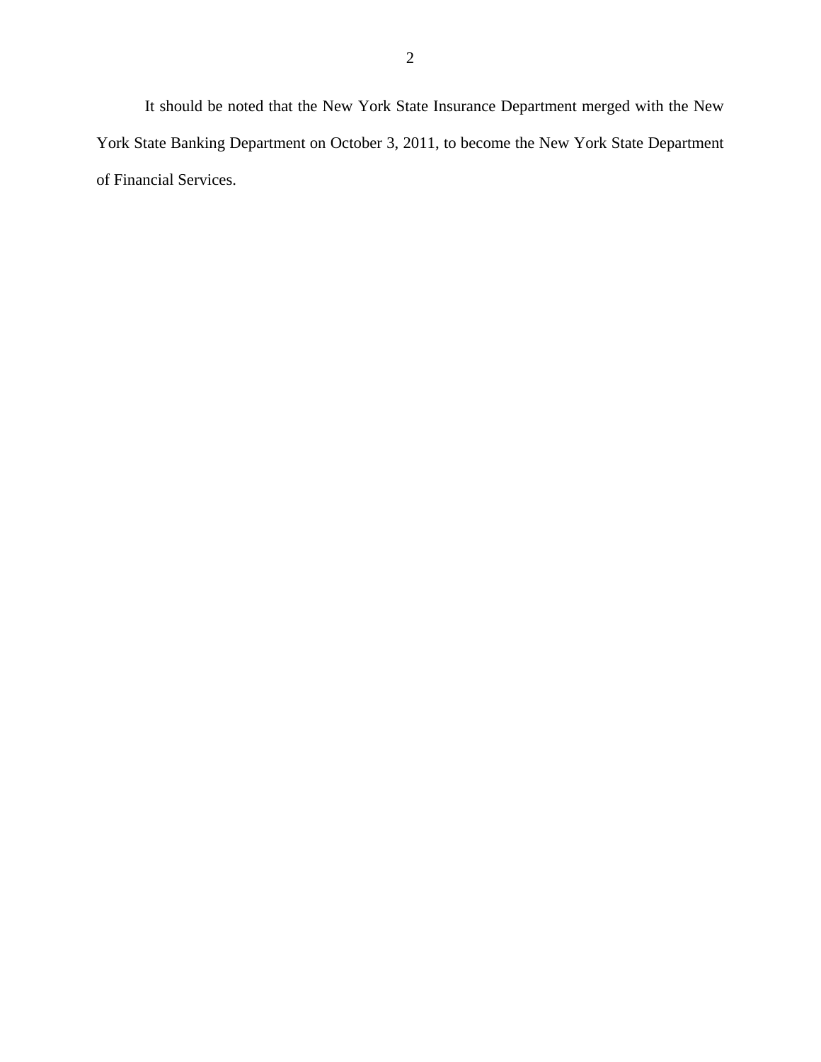It should be noted that the New York State Insurance Department merged with the New York State Banking Department on October 3, 2011, to become the New York State Department of Financial Services.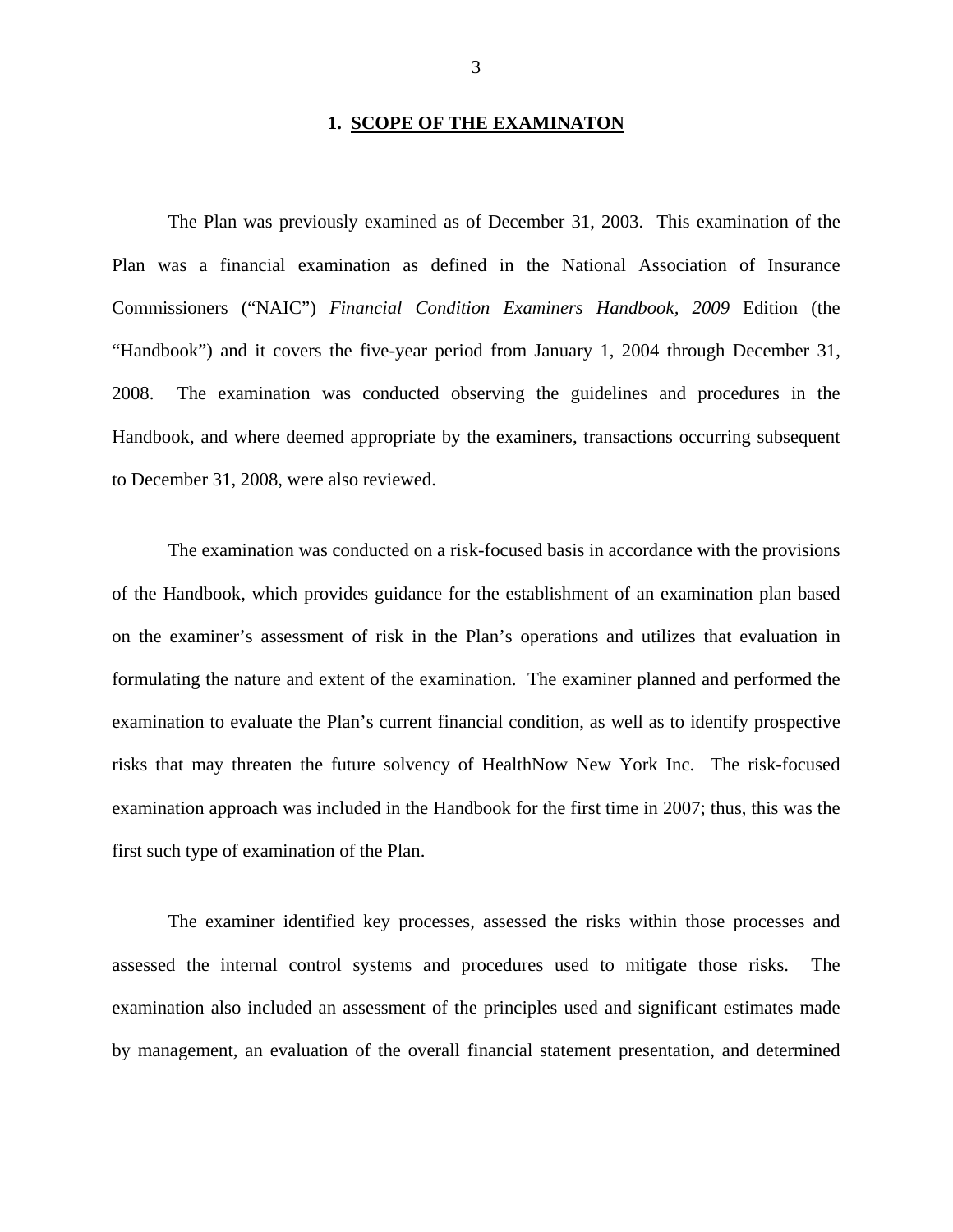## 1. SCOPE OF THE EXAMINATON

The Plan was previously examined as of December 31, 2003. This examination of the Plan was a financial examination as defined in the National Association of Insurance Commissioners ("NAIC") *Financial Condition Examiners Handbook, 2009* Edition (the "Handbook") and it covers the five-year period from January 1, 2004 through December 31, 2008. The examination was conducted observing the guidelines and procedures in the Handbook, and where deemed appropriate by the examiners, transactions occurring subsequent to December 31, 2008, were also reviewed.

The examination was conducted on a risk-focused basis in accordance with the provisions of the Handbook, which provides guidance for the establishment of an examination plan based on the examiner's assessment of risk in the Plan's operations and utilizes that evaluation in formulating the nature and extent of the examination. The examiner planned and performed the examination to evaluate the Plan's current financial condition, as well as to identify prospective risks that may threaten the future solvency of HealthNow New York Inc. The risk-focused examination approach was included in the Handbook for the first time in 2007; thus, this was the first such type of examination of the Plan.

The examiner identified key processes, assessed the risks within those processes and assessed the internal control systems and procedures used to mitigate those risks. The examination also included an assessment of the principles used and significant estimates made by management, an evaluation of the overall financial statement presentation, and determined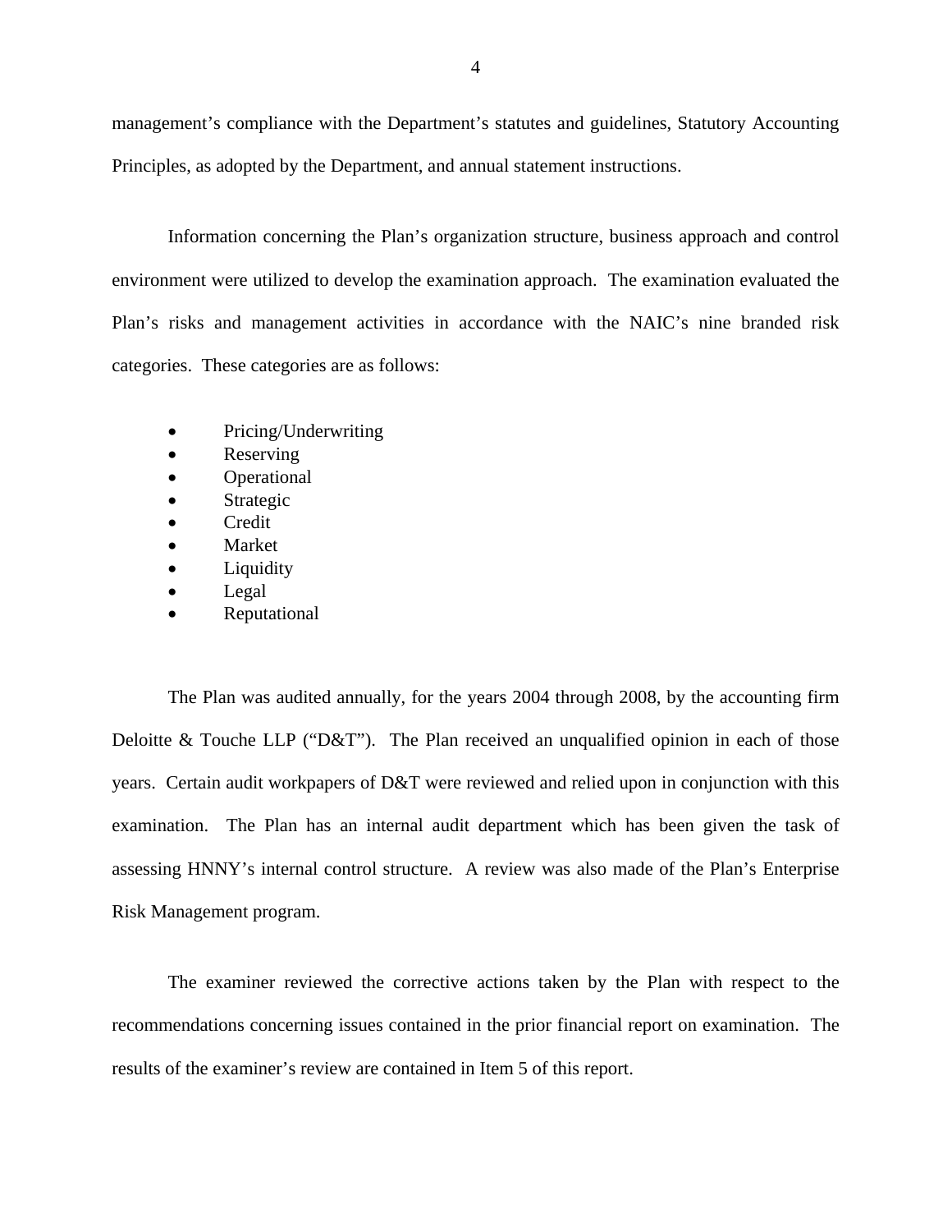management's compliance with the Department's statutes and guidelines, Statutory Accounting Principles, as adopted by the Department, and annual statement instructions.

Information concerning the Plan's organization structure, business approach and control environment were utilized to develop the examination approach. The examination evaluated the Plan's risks and management activities in accordance with the NAIC's nine branded risk categories. These categories are as follows:

- Pricing/Underwriting
- Reserving
- Operational
- Strategic
- Credit
- Market
- Liquidity
- Legal
- Reputational

The Plan was audited annually, for the years 2004 through 2008, by the accounting firm Deloitte & Touche LLP ("D&T"). The Plan received an unqualified opinion in each of those years. Certain audit workpapers of D&T were reviewed and relied upon in conjunction with this examination. The Plan has an internal audit department which has been given the task of assessing HNNY's internal control structure. A review was also made of the Plan's Enterprise Risk Management program.

The examiner reviewed the corrective actions taken by the Plan with respect to the recommendations concerning issues contained in the prior financial report on examination. The results of the examiner's review are contained in Item 5 of this report.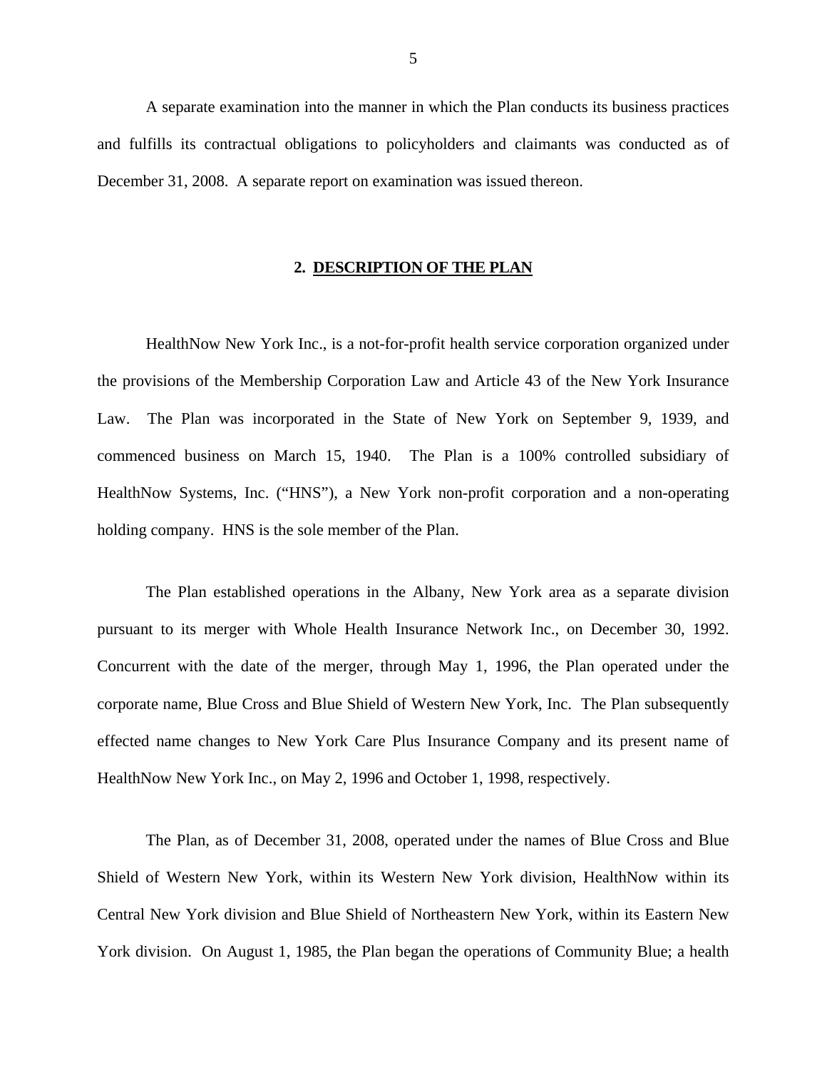A separate examination into the manner in which the Plan conducts its business practices and fulfills its contractual obligations to policyholders and claimants was conducted as of December 31, 2008. A separate report on examination was issued thereon.

## 2. DESCRIPTION OF THE PLAN

HealthNow New York Inc., is a not-for-profit health service corporation organized under the provisions of the Membership Corporation Law and Article 43 of the New York Insurance Law. The Plan was incorporated in the State of New York on September 9, 1939, and commenced business on March 15, 1940. The Plan is a 100% controlled subsidiary of HealthNow Systems, Inc. ("HNS"), a New York non-profit corporation and a non-operating holding company. HNS is the sole member of the Plan.

The Plan established operations in the Albany, New York area as a separate division pursuant to its merger with Whole Health Insurance Network Inc., on December 30, 1992. Concurrent with the date of the merger, through May 1, 1996, the Plan operated under the corporate name, Blue Cross and Blue Shield of Western New York, Inc. The Plan subsequently effected name changes to New York Care Plus Insurance Company and its present name of HealthNow New York Inc., on May 2, 1996 and October 1, 1998, respectively.

The Plan, as of December 31, 2008, operated under the names of Blue Cross and Blue Shield of Western New York, within its Western New York division, HealthNow within its Central New York division and Blue Shield of Northeastern New York, within its Eastern New York division. On August 1, 1985, the Plan began the operations of Community Blue; a health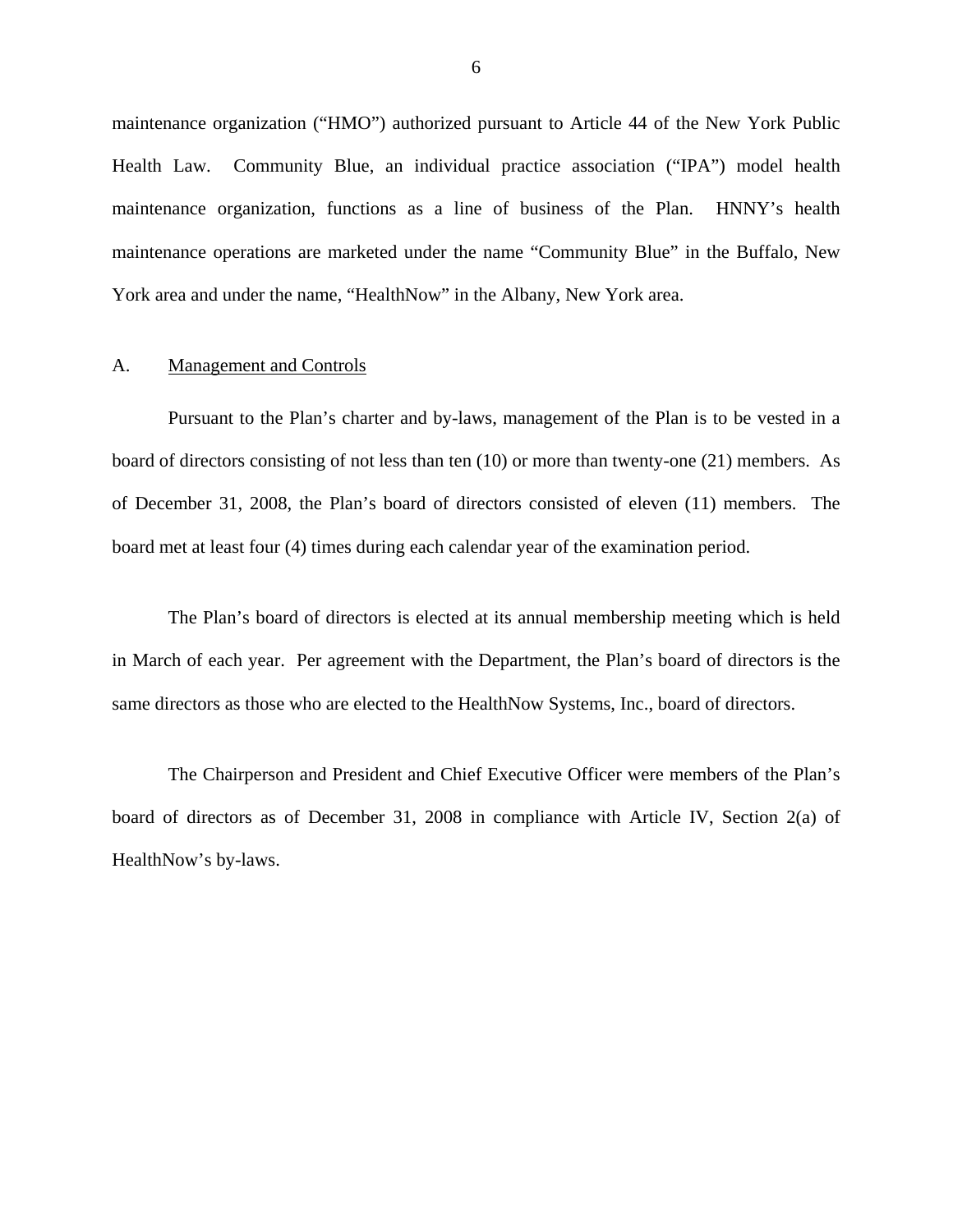maintenance organization ("HMO") authorized pursuant to Article 44 of the New York Public Health Law. Community Blue, an individual practice association ("IPA") model health maintenance organization, functions as a line of business of the Plan. HNNY's health maintenance operations are marketed under the name "Community Blue" in the Buffalo, New York area and under the name, "HealthNow" in the Albany, New York area.

## A. Management and Controls

Pursuant to the Plan's charter and by-laws, management of the Plan is to be vested in a board of directors consisting of not less than ten (10) or more than twenty-one (21) members. As of December 31, 2008, the Plan's board of directors consisted of eleven (11) members. The board met at least four (4) times during each calendar year of the examination period.

The Plan's board of directors is elected at its annual membership meeting which is held in March of each year. Per agreement with the Department, the Plan's board of directors is the same directors as those who are elected to the HealthNow Systems, Inc., board of directors.

The Chairperson and President and Chief Executive Officer were members of the Plan's board of directors as of December 31, 2008 in compliance with Article IV, Section 2(a) of HealthNow's by-laws.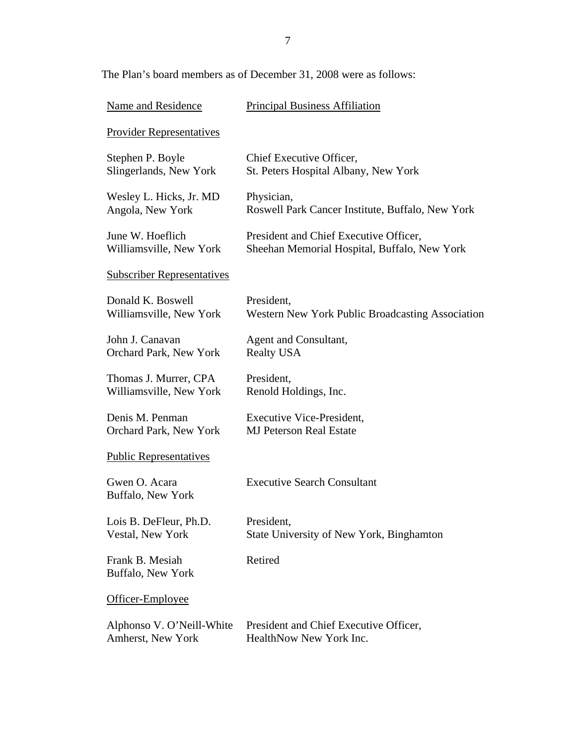The Plan's board members as of December 31, 2008 were as follows:

| Name and Residence | Principal Business Affiliation |
| --- | --- |
| **Provider Representatives** | |
| Stephen P. Boyle<br>Slingerlands, New York | Chief Executive Officer,<br>St. Peters Hospital Albany, New York |
| Wesley L. Hicks, Jr. MD<br>Angola, New York | Physician,<br>Roswell Park Cancer Institute, Buffalo, New York |
| June W. Hoeflich<br>Williamsville, New York | President and Chief Executive Officer,<br>Sheehan Memorial Hospital, Buffalo, New York |
| **Subscriber Representatives** | |
| Donald K. Boswell<br>Williamsville, New York | President,<br>Western New York Public Broadcasting Association |
| John J. Canavan<br>Orchard Park, New York | Agent and Consultant,<br>Realty USA |
| Thomas J. Murrer, CPA<br>Williamsville, New York | President,<br>Renold Holdings, Inc. |
| Denis M. Penman<br>Orchard Park, New York | Executive Vice-President,<br>MJ Peterson Real Estate |
| **Public Representatives** | |
| Gwen O. Acara<br>Buffalo, New York | Executive Search Consultant |
| Lois B. DeFleur, Ph.D.<br>Vestal, New York | President,<br>State University of New York, Binghamton |
| Frank B. Mesiah<br>Buffalo, New York | Retired |
| **Officer-Employee** | |
| Alphonso V. O'Neill-White<br>Amherst, New York | President and Chief Executive Officer,<br>HealthNow New York Inc. |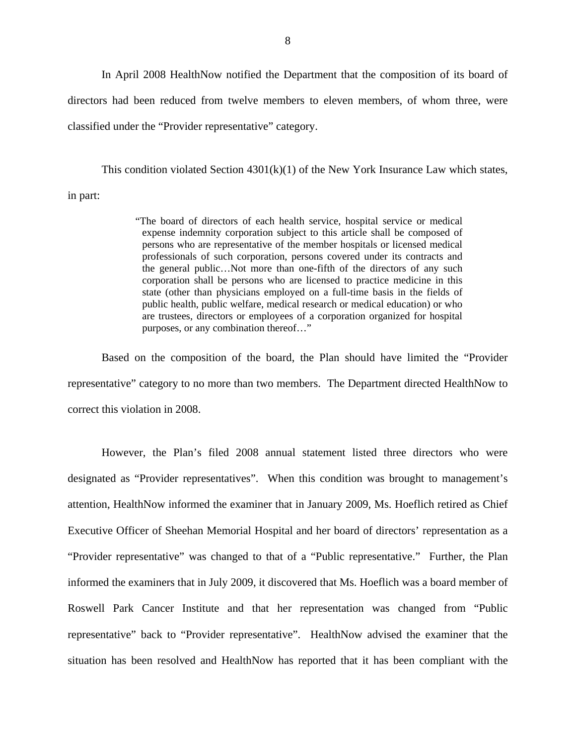In April 2008 HealthNow notified the Department that the composition of its board of directors had been reduced from twelve members to eleven members, of whom three, were classified under the "Provider representative" category.

This condition violated Section 4301(k)(1) of the New York Insurance Law which states, in part:

> "The board of directors of each health service, hospital service or medical expense indemnity corporation subject to this article shall be composed of persons who are representative of the member hospitals or licensed medical professionals of such corporation, persons covered under its contracts and the general public…Not more than one-fifth of the directors of any such corporation shall be persons who are licensed to practice medicine in this state (other than physicians employed on a full-time basis in the fields of public health, public welfare, medical research or medical education) or who are trustees, directors or employees of a corporation organized for hospital purposes, or any combination thereof…"

Based on the composition of the board, the Plan should have limited the "Provider representative" category to no more than two members. The Department directed HealthNow to correct this violation in 2008.

However, the Plan's filed 2008 annual statement listed three directors who were designated as "Provider representatives". When this condition was brought to management's attention, HealthNow informed the examiner that in January 2009, Ms. Hoeflich retired as Chief Executive Officer of Sheehan Memorial Hospital and her board of directors' representation as a "Provider representative" was changed to that of a "Public representative." Further, the Plan informed the examiners that in July 2009, it discovered that Ms. Hoeflich was a board member of Roswell Park Cancer Institute and that her representation was changed from "Public representative" back to "Provider representative". HealthNow advised the examiner that the situation has been resolved and HealthNow has reported that it has been compliant with the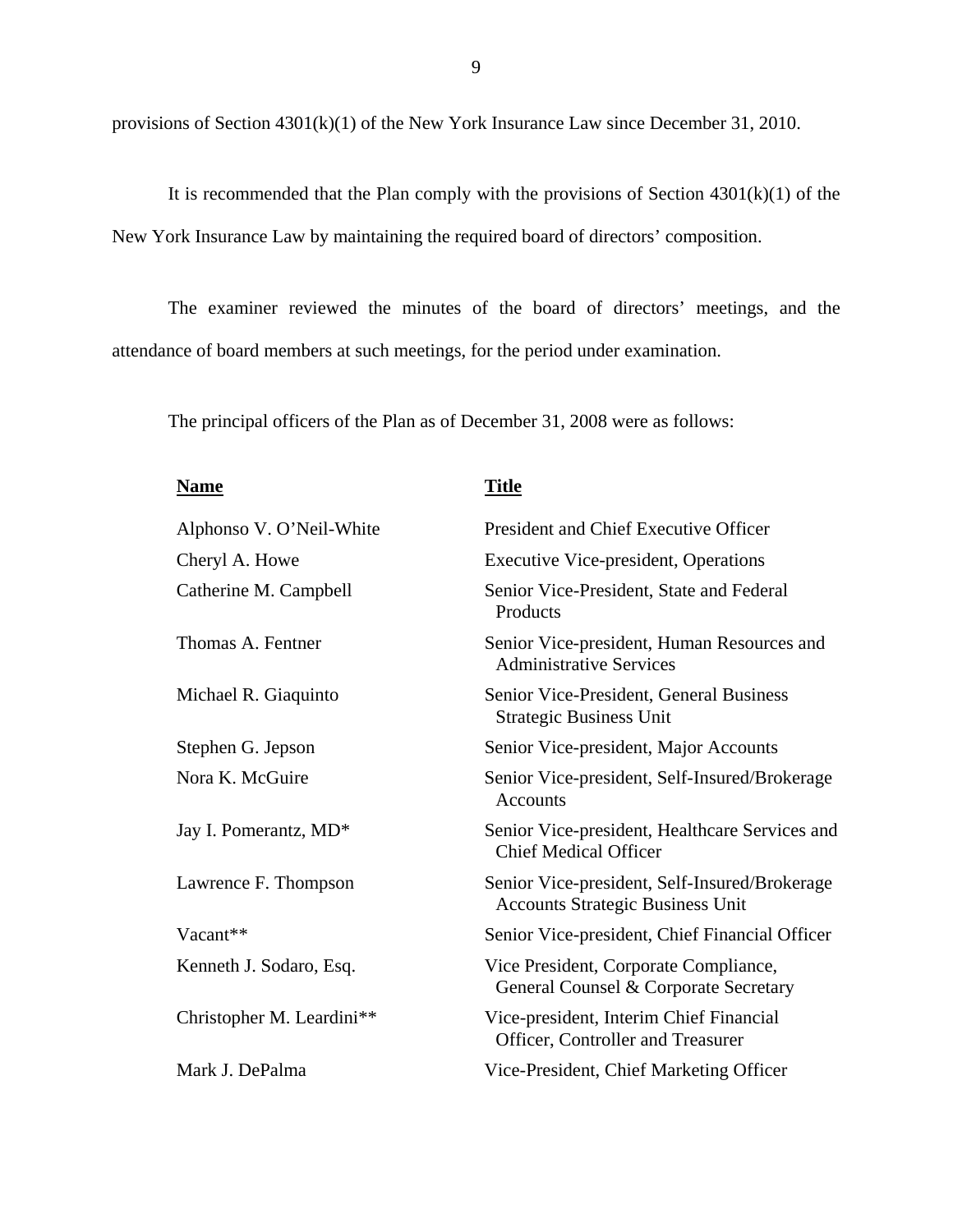provisions of Section 4301(k)(1) of the New York Insurance Law since December 31, 2010.

It is recommended that the Plan comply with the provisions of Section 4301(k)(1) of the New York Insurance Law by maintaining the required board of directors' composition.

The examiner reviewed the minutes of the board of directors' meetings, and the attendance of board members at such meetings, for the period under examination.

The principal officers of the Plan as of December 31, 2008 were as follows:

| Name | Title |
|---|---|
| Alphonso V. O'Neil-White | President and Chief Executive Officer |
| Cheryl A. Howe | Executive Vice-president, Operations |
| Catherine M. Campbell | Senior Vice-President, State and Federal Products |
| Thomas A. Fentner | Senior Vice-president, Human Resources and Administrative Services |
| Michael R. Giaquinto | Senior Vice-President, General Business Strategic Business Unit |
| Stephen G. Jepson | Senior Vice-president, Major Accounts |
| Nora K. McGuire | Senior Vice-president, Self-Insured/Brokerage Accounts |
| Jay I. Pomerantz, MD* | Senior Vice-president, Healthcare Services and Chief Medical Officer |
| Lawrence F. Thompson | Senior Vice-president, Self-Insured/Brokerage Accounts Strategic Business Unit |
| Vacant** | Senior Vice-president, Chief Financial Officer |
| Kenneth J. Sodaro, Esq. | Vice President, Corporate Compliance, General Counsel & Corporate Secretary |
| Christopher M. Leardini** | Vice-president, Interim Chief Financial Officer, Controller and Treasurer |
| Mark J. DePalma | Vice-President, Chief Marketing Officer |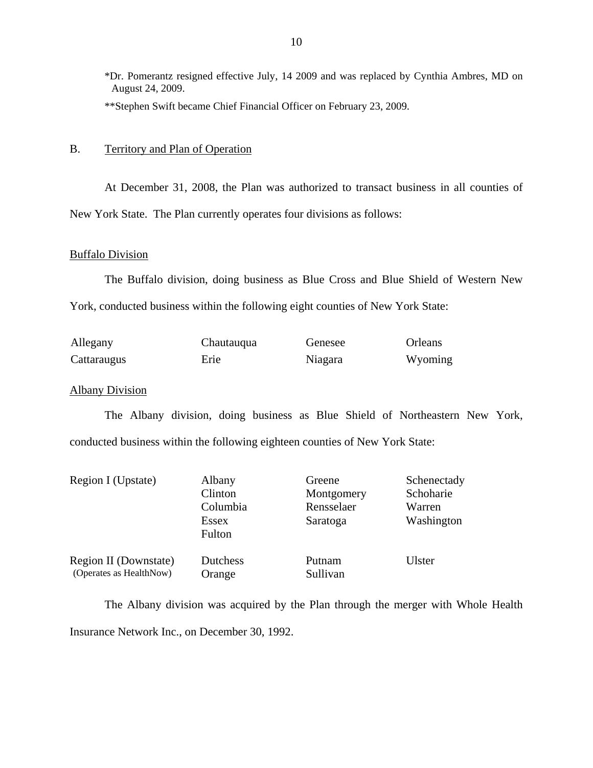*Dr. Pomerantz resigned effective July, 14 2009 and was replaced by Cynthia Ambres, MD on August 24, 2009.

**Stephen Swift became Chief Financial Officer on February 23, 2009.

## B. Territory and Plan of Operation

At December 31, 2008, the Plan was authorized to transact business in all counties of New York State. The Plan currently operates four divisions as follows:

### Buffalo Division

The Buffalo division, doing business as Blue Cross and Blue Shield of Western New York, conducted business within the following eight counties of New York State:

| | | | |
|---|---|---|---|
| Allegany | Chautauqua | Genesee | Orleans |
| Cattaraugus | Erie | Niagara | Wyoming |

### Albany Division

The Albany division, doing business as Blue Shield of Northeastern New York, conducted business within the following eighteen counties of New York State:

| | | | |
|---|---|---|---|
| Region I (Upstate) | Albany | Greene | Schenectady |
| | Clinton | Montgomery | Schoharie |
| | Columbia | Rensselaer | Warren |
| | Essex | Saratoga | Washington |
| | Fulton | | |
| Region II (Downstate) (Operates as HealthNow) | Dutchess | Putnam | Ulster |
| | Orange | Sullivan | |

The Albany division was acquired by the Plan through the merger with Whole Health Insurance Network Inc., on December 30, 1992.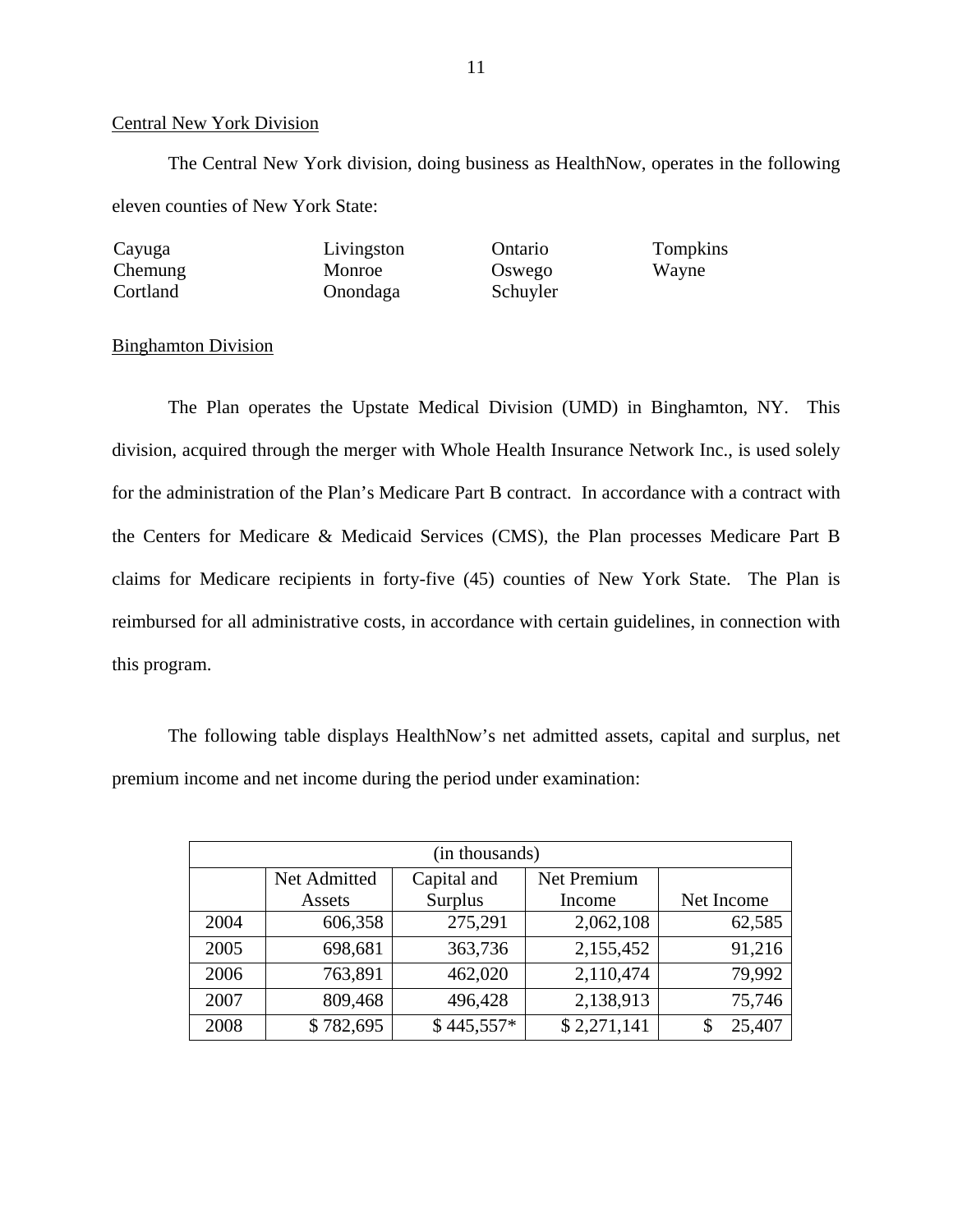Central New York Division

The Central New York division, doing business as HealthNow, operates in the following eleven counties of New York State:

| | | | |
|---|---|---|---|
| Cayuga | Livingston | Ontario | Tompkins |
| Chemung | Monroe | Oswego | Wayne |
| Cortland | Onondaga | Schuyler | |

Binghamton Division

The Plan operates the Upstate Medical Division (UMD) in Binghamton, NY. This division, acquired through the merger with Whole Health Insurance Network Inc., is used solely for the administration of the Plan's Medicare Part B contract. In accordance with a contract with the Centers for Medicare & Medicaid Services (CMS), the Plan processes Medicare Part B claims for Medicare recipients in forty-five (45) counties of New York State. The Plan is reimbursed for all administrative costs, in accordance with certain guidelines, in connection with this program.

The following table displays HealthNow's net admitted assets, capital and surplus, net premium income and net income during the period under examination:

| (in thousands) | | | | |
|---|---|---|---|---|
| | Net Admitted Assets | Capital and Surplus | Net Premium Income | Net Income |
| 2004 | 606,358 | 275,291 | 2,062,108 | 62,585 |
| 2005 | 698,681 | 363,736 | 2,155,452 | 91,216 |
| 2006 | 763,891 | 462,020 | 2,110,474 | 79,992 |
| 2007 | 809,468 | 496,428 | 2,138,913 | 75,746 |
| 2008 | $ 782,695 | $ 445,557* | $ 2,271,141 | $ 25,407 |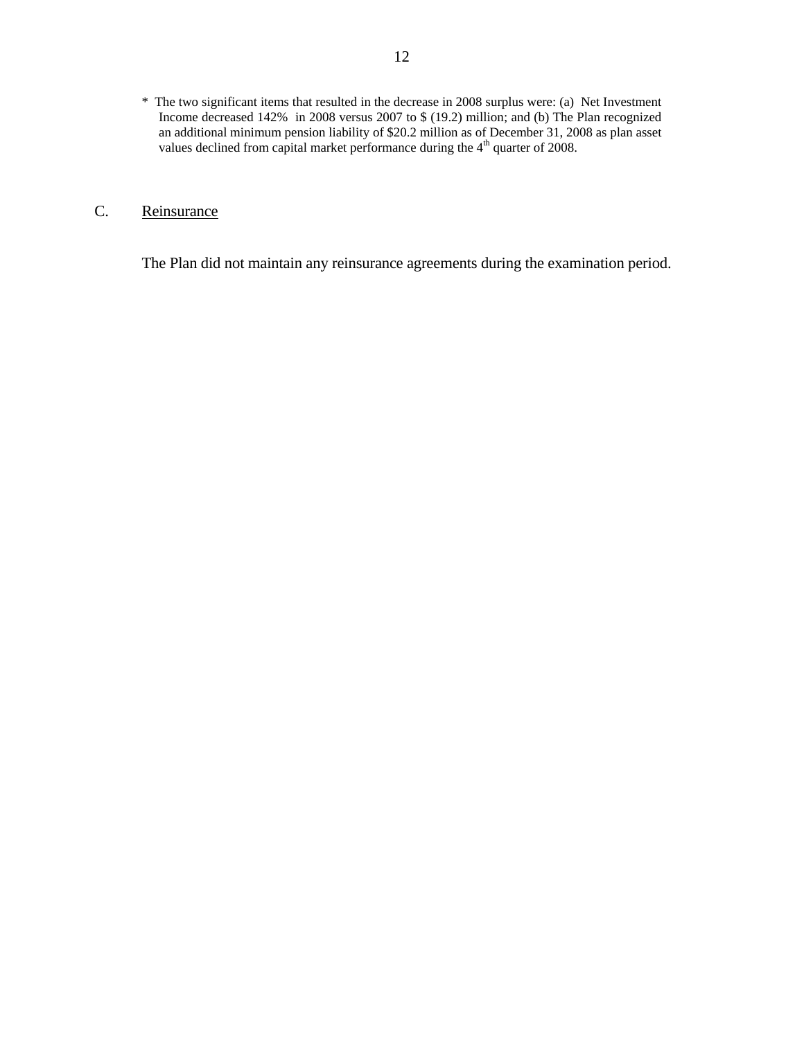* The two significant items that resulted in the decrease in 2008 surplus were: (a) Net Investment Income decreased 142% in 2008 versus 2007 to $ (19.2) million; and (b) The Plan recognized an additional minimum pension liability of $20.2 million as of December 31, 2008 as plan asset values declined from capital market performance during the 4th quarter of 2008.

## C. Reinsurance

The Plan did not maintain any reinsurance agreements during the examination period.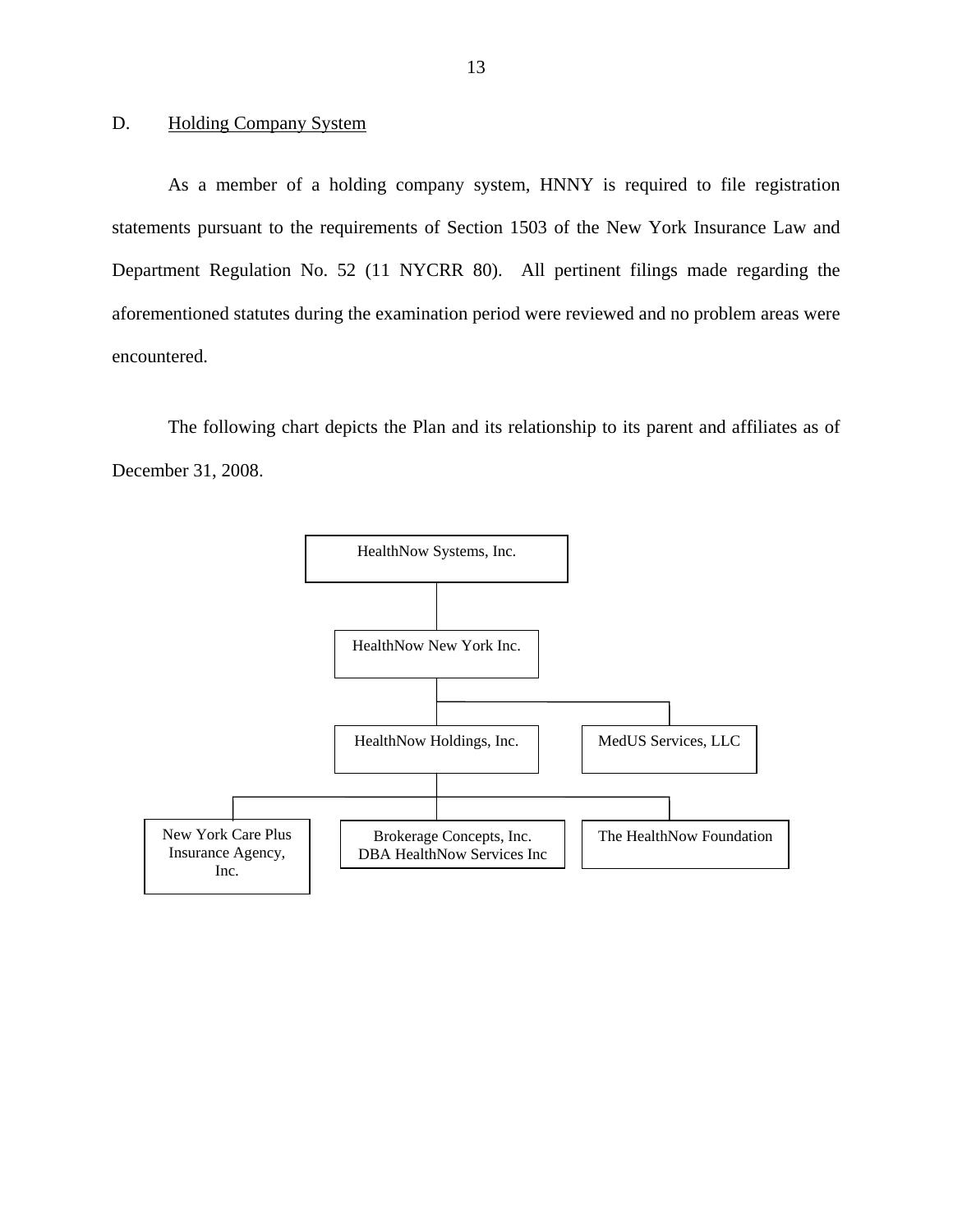## D. Holding Company System

As a member of a holding company system, HNNY is required to file registration statements pursuant to the requirements of Section 1503 of the New York Insurance Law and Department Regulation No. 52 (11 NYCRR 80). All pertinent filings made regarding the aforementioned statutes during the examination period were reviewed and no problem areas were encountered.

The following chart depicts the Plan and its relationship to its parent and affiliates as of December 31, 2008.

- HealthNow Systems, Inc.
  - HealthNow New York Inc.
    - HealthNow Holdings, Inc.
      - New York Care Plus Insurance Agency, Inc.
      - Brokerage Concepts, Inc. DBA HealthNow Services Inc
      - The HealthNow Foundation
    - MedUS Services, LLC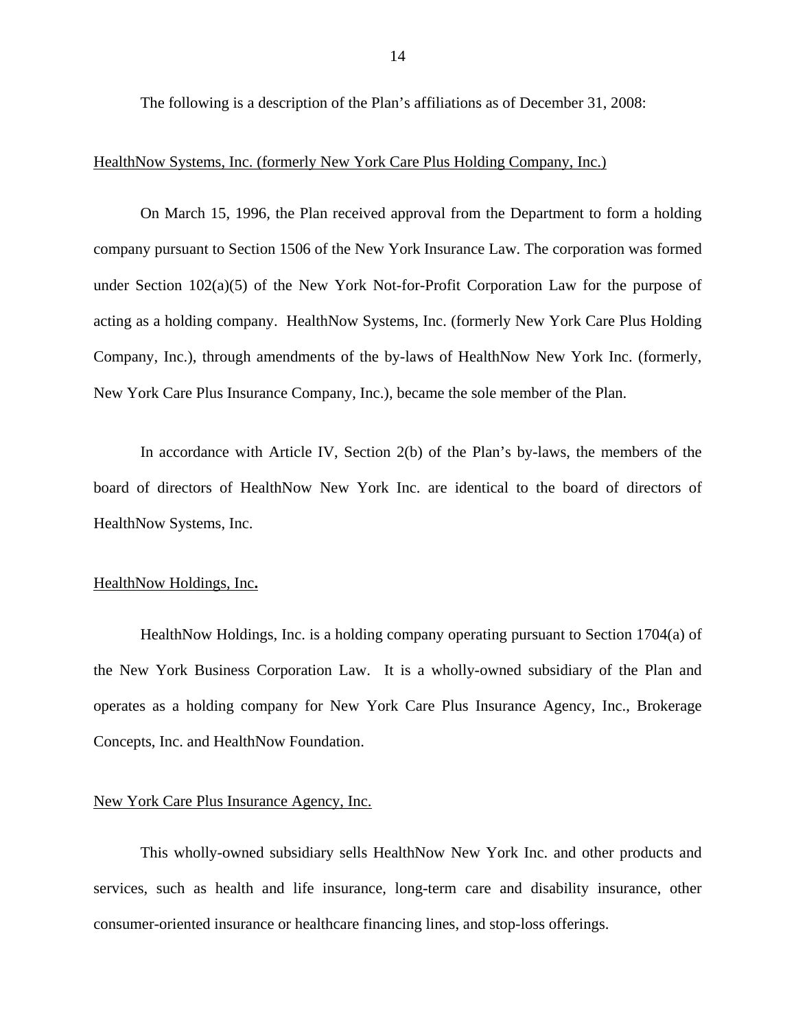The following is a description of the Plan's affiliations as of December 31, 2008:

<u>HealthNow Systems, Inc. (formerly New York Care Plus Holding Company, Inc.)</u>

On March 15, 1996, the Plan received approval from the Department to form a holding company pursuant to Section 1506 of the New York Insurance Law. The corporation was formed under Section 102(a)(5) of the New York Not-for-Profit Corporation Law for the purpose of acting as a holding company. HealthNow Systems, Inc. (formerly New York Care Plus Holding Company, Inc.), through amendments of the by-laws of HealthNow New York Inc. (formerly, New York Care Plus Insurance Company, Inc.), became the sole member of the Plan.

In accordance with Article IV, Section 2(b) of the Plan's by-laws, the members of the board of directors of HealthNow New York Inc. are identical to the board of directors of HealthNow Systems, Inc.

<u>HealthNow Holdings, Inc.</u>

HealthNow Holdings, Inc. is a holding company operating pursuant to Section 1704(a) of the New York Business Corporation Law. It is a wholly-owned subsidiary of the Plan and operates as a holding company for New York Care Plus Insurance Agency, Inc., Brokerage Concepts, Inc. and HealthNow Foundation.

<u>New York Care Plus Insurance Agency, Inc.</u>

This wholly-owned subsidiary sells HealthNow New York Inc. and other products and services, such as health and life insurance, long-term care and disability insurance, other consumer-oriented insurance or healthcare financing lines, and stop-loss offerings.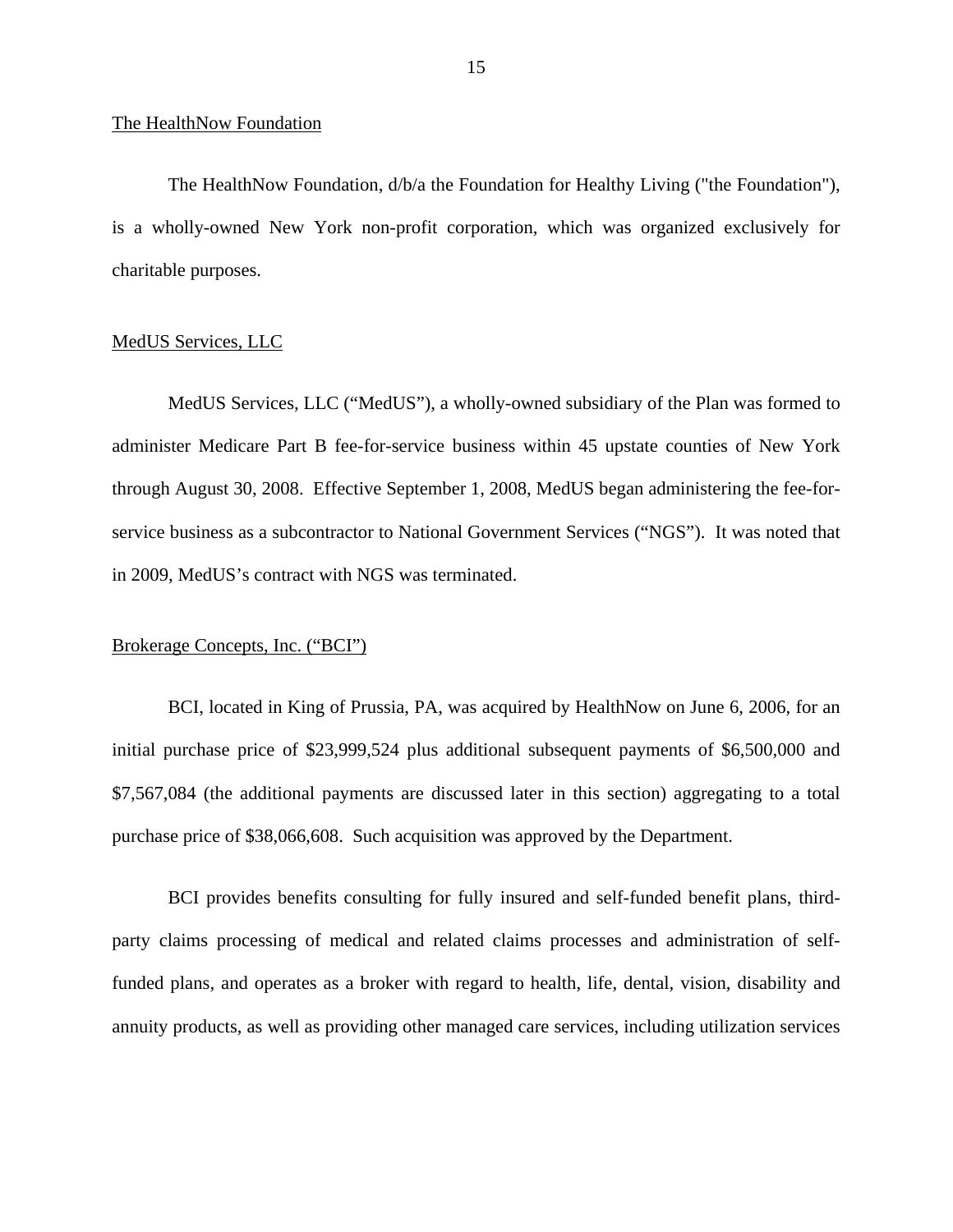The HealthNow Foundation

The HealthNow Foundation, d/b/a the Foundation for Healthy Living ("the Foundation"), is a wholly-owned New York non-profit corporation, which was organized exclusively for charitable purposes.

MedUS Services, LLC

MedUS Services, LLC ("MedUS"), a wholly-owned subsidiary of the Plan was formed to administer Medicare Part B fee-for-service business within 45 upstate counties of New York through August 30, 2008. Effective September 1, 2008, MedUS began administering the fee-for-service business as a subcontractor to National Government Services ("NGS"). It was noted that in 2009, MedUS's contract with NGS was terminated.

Brokerage Concepts, Inc. ("BCI")

BCI, located in King of Prussia, PA, was acquired by HealthNow on June 6, 2006, for an initial purchase price of $23,999,524 plus additional subsequent payments of $6,500,000 and $7,567,084 (the additional payments are discussed later in this section) aggregating to a total purchase price of $38,066,608. Such acquisition was approved by the Department.

BCI provides benefits consulting for fully insured and self-funded benefit plans, third-party claims processing of medical and related claims processes and administration of self-funded plans, and operates as a broker with regard to health, life, dental, vision, disability and annuity products, as well as providing other managed care services, including utilization services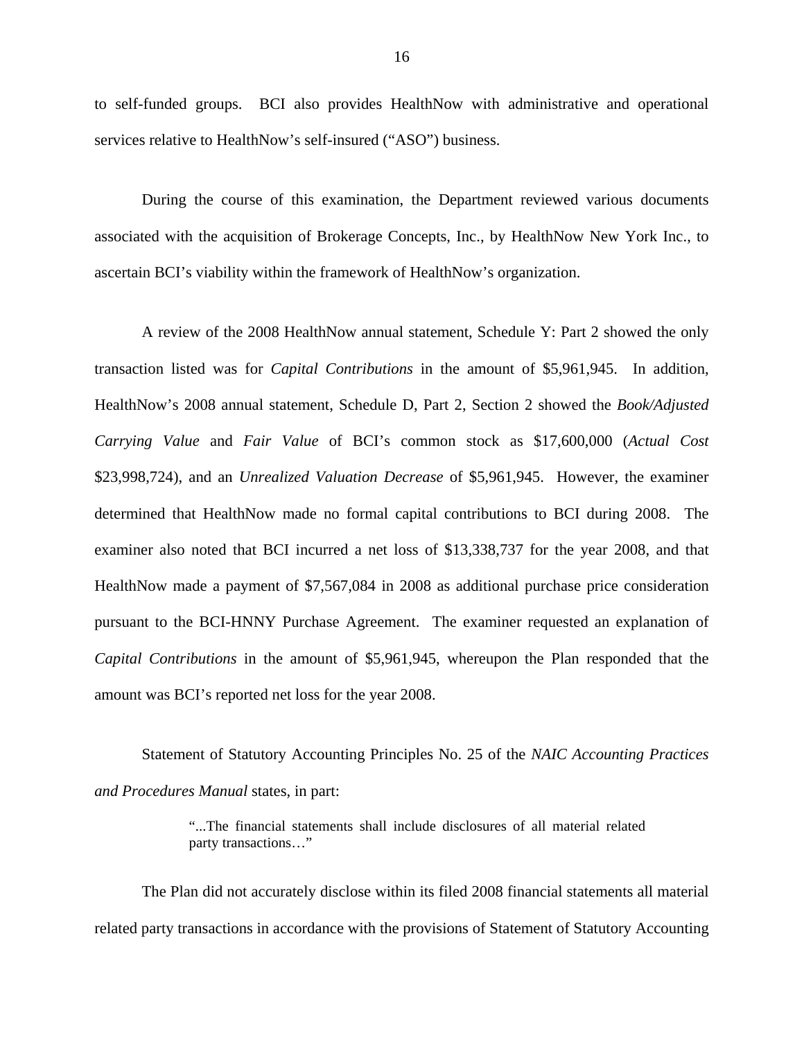to self-funded groups. BCI also provides HealthNow with administrative and operational services relative to HealthNow's self-insured ("ASO") business.

During the course of this examination, the Department reviewed various documents associated with the acquisition of Brokerage Concepts, Inc., by HealthNow New York Inc., to ascertain BCI's viability within the framework of HealthNow's organization.

A review of the 2008 HealthNow annual statement, Schedule Y: Part 2 showed the only transaction listed was for *Capital Contributions* in the amount of $5,961,945. In addition, HealthNow's 2008 annual statement, Schedule D, Part 2, Section 2 showed the *Book/Adjusted Carrying Value* and *Fair Value* of BCI's common stock as $17,600,000 (*Actual Cost* $23,998,724), and an *Unrealized Valuation Decrease* of $5,961,945. However, the examiner determined that HealthNow made no formal capital contributions to BCI during 2008. The examiner also noted that BCI incurred a net loss of $13,338,737 for the year 2008, and that HealthNow made a payment of $7,567,084 in 2008 as additional purchase price consideration pursuant to the BCI-HNNY Purchase Agreement. The examiner requested an explanation of *Capital Contributions* in the amount of $5,961,945, whereupon the Plan responded that the amount was BCI's reported net loss for the year 2008.

Statement of Statutory Accounting Principles No. 25 of the *NAIC Accounting Practices and Procedures Manual* states, in part:

> "...The financial statements shall include disclosures of all material related party transactions…"

The Plan did not accurately disclose within its filed 2008 financial statements all material related party transactions in accordance with the provisions of Statement of Statutory Accounting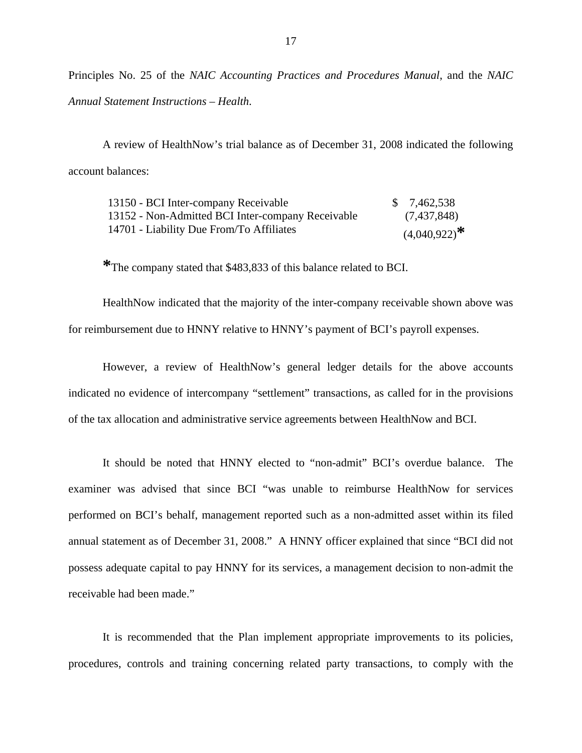Principles No. 25 of the *NAIC Accounting Practices and Procedures Manual*, and the *NAIC Annual Statement Instructions – Health*.

A review of HealthNow's trial balance as of December 31, 2008 indicated the following account balances:

| | |
|---|---|
| 13150 - BCI Inter-company Receivable | $ 7,462,538 |
| 13152 - Non-Admitted BCI Inter-company Receivable | (7,437,848) |
| 14701 - Liability Due From/To Affiliates | (4,040,922)* |

*The company stated that $483,833 of this balance related to BCI.

HealthNow indicated that the majority of the inter-company receivable shown above was for reimbursement due to HNNY relative to HNNY's payment of BCI's payroll expenses.

However, a review of HealthNow's general ledger details for the above accounts indicated no evidence of intercompany "settlement" transactions, as called for in the provisions of the tax allocation and administrative service agreements between HealthNow and BCI.

It should be noted that HNNY elected to "non-admit" BCI's overdue balance. The examiner was advised that since BCI "was unable to reimburse HealthNow for services performed on BCI's behalf, management reported such as a non-admitted asset within its filed annual statement as of December 31, 2008." A HNNY officer explained that since "BCI did not possess adequate capital to pay HNNY for its services, a management decision to non-admit the receivable had been made."

It is recommended that the Plan implement appropriate improvements to its policies, procedures, controls and training concerning related party transactions, to comply with the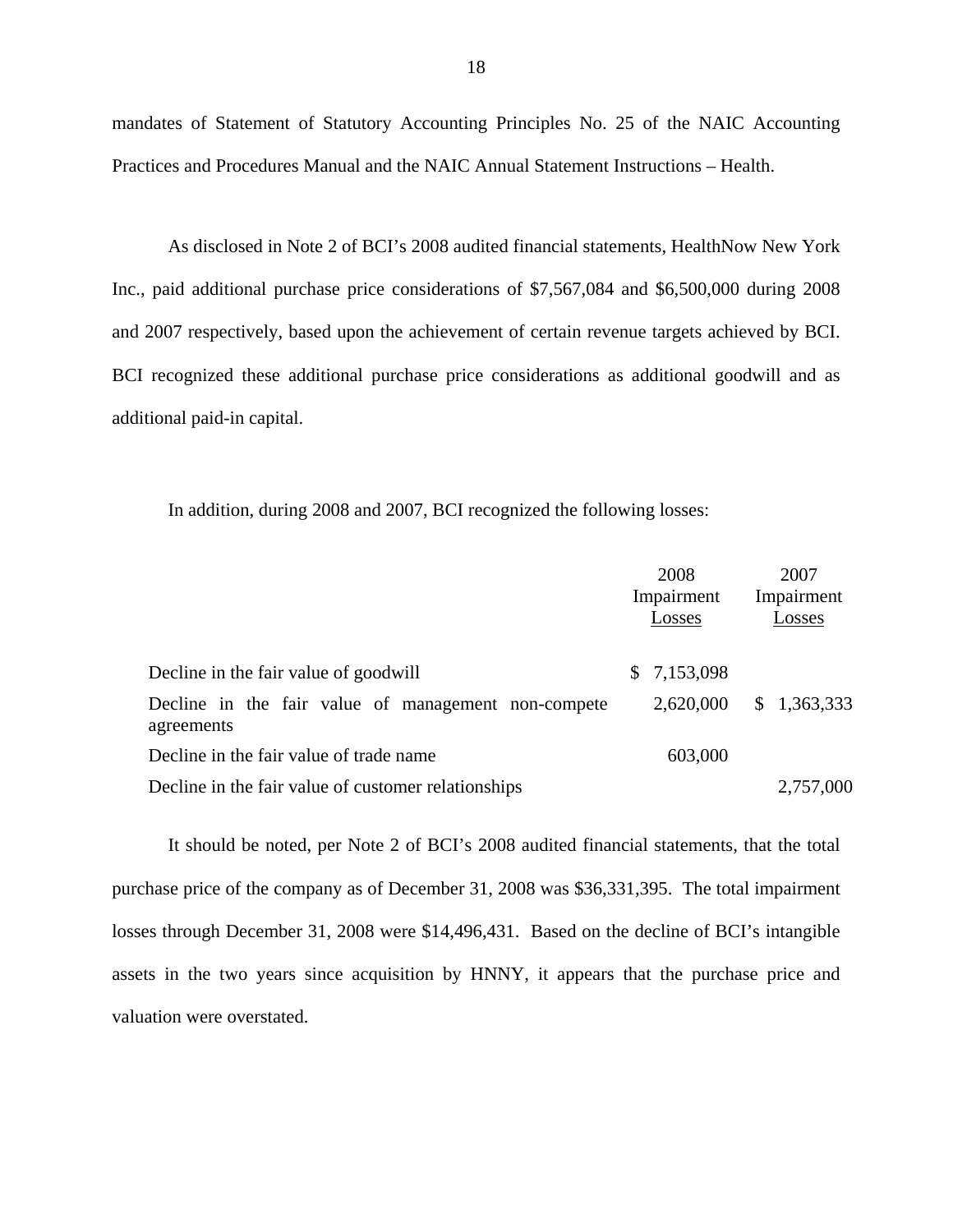mandates of Statement of Statutory Accounting Principles No. 25 of the NAIC Accounting Practices and Procedures Manual and the NAIC Annual Statement Instructions – Health.

As disclosed in Note 2 of BCI's 2008 audited financial statements, HealthNow New York Inc., paid additional purchase price considerations of $7,567,084 and $6,500,000 during 2008 and 2007 respectively, based upon the achievement of certain revenue targets achieved by BCI. BCI recognized these additional purchase price considerations as additional goodwill and as additional paid-in capital.

In addition, during 2008 and 2007, BCI recognized the following losses:

| | 2008 Impairment Losses | 2007 Impairment Losses |
|---|---|---|
| Decline in the fair value of goodwill | $ 7,153,098 | |
| Decline in the fair value of management non-compete agreements | 2,620,000 | $ 1,363,333 |
| Decline in the fair value of trade name | 603,000 | |
| Decline in the fair value of customer relationships | | 2,757,000 |

It should be noted, per Note 2 of BCI's 2008 audited financial statements, that the total purchase price of the company as of December 31, 2008 was $36,331,395. The total impairment losses through December 31, 2008 were $14,496,431. Based on the decline of BCI's intangible assets in the two years since acquisition by HNNY, it appears that the purchase price and valuation were overstated.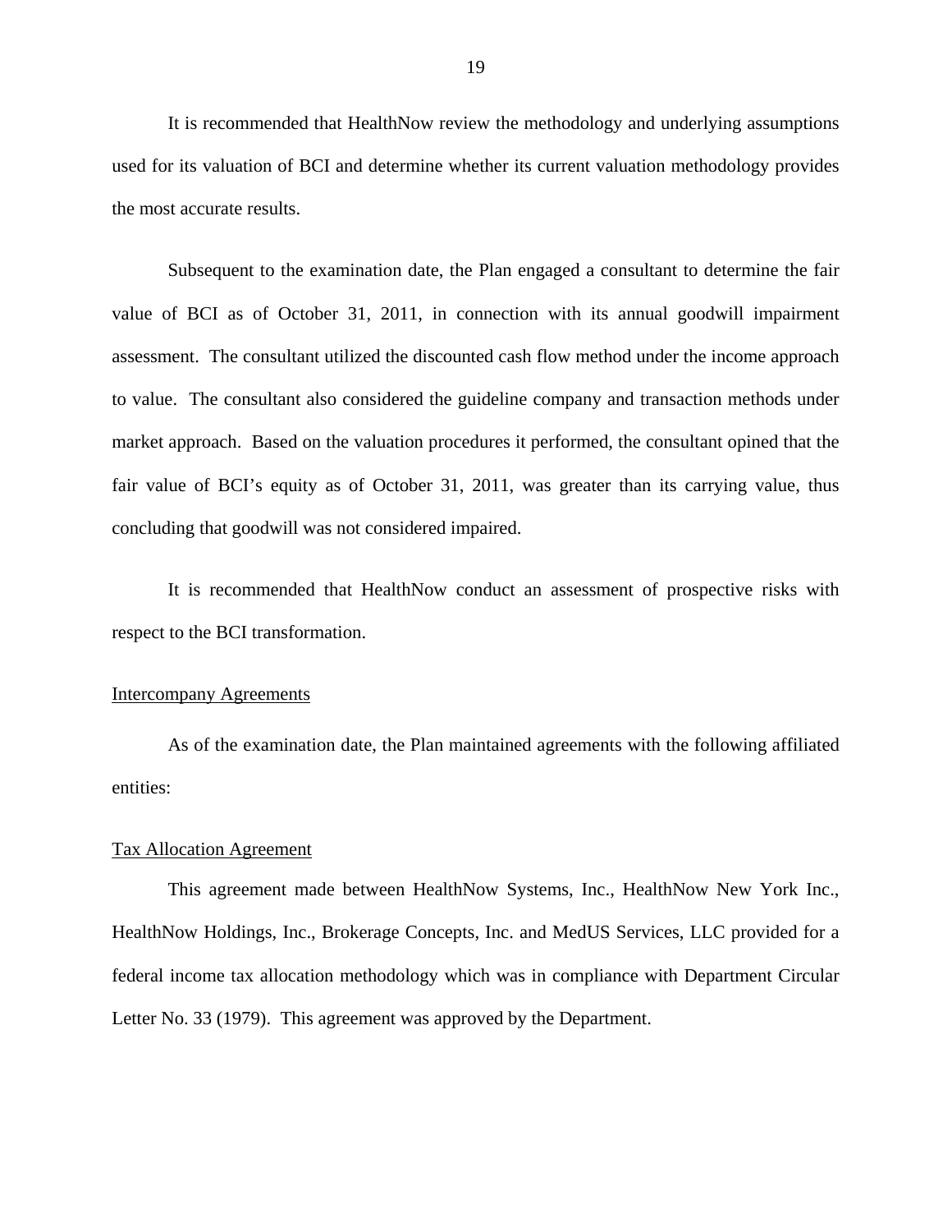It is recommended that HealthNow review the methodology and underlying assumptions used for its valuation of BCI and determine whether its current valuation methodology provides the most accurate results.

Subsequent to the examination date, the Plan engaged a consultant to determine the fair value of BCI as of October 31, 2011, in connection with its annual goodwill impairment assessment. The consultant utilized the discounted cash flow method under the income approach to value. The consultant also considered the guideline company and transaction methods under market approach. Based on the valuation procedures it performed, the consultant opined that the fair value of BCI's equity as of October 31, 2011, was greater than its carrying value, thus concluding that goodwill was not considered impaired.

It is recommended that HealthNow conduct an assessment of prospective risks with respect to the BCI transformation.

## Intercompany Agreements

As of the examination date, the Plan maintained agreements with the following affiliated entities:

### Tax Allocation Agreement

This agreement made between HealthNow Systems, Inc., HealthNow New York Inc., HealthNow Holdings, Inc., Brokerage Concepts, Inc. and MedUS Services, LLC provided for a federal income tax allocation methodology which was in compliance with Department Circular Letter No. 33 (1979). This agreement was approved by the Department.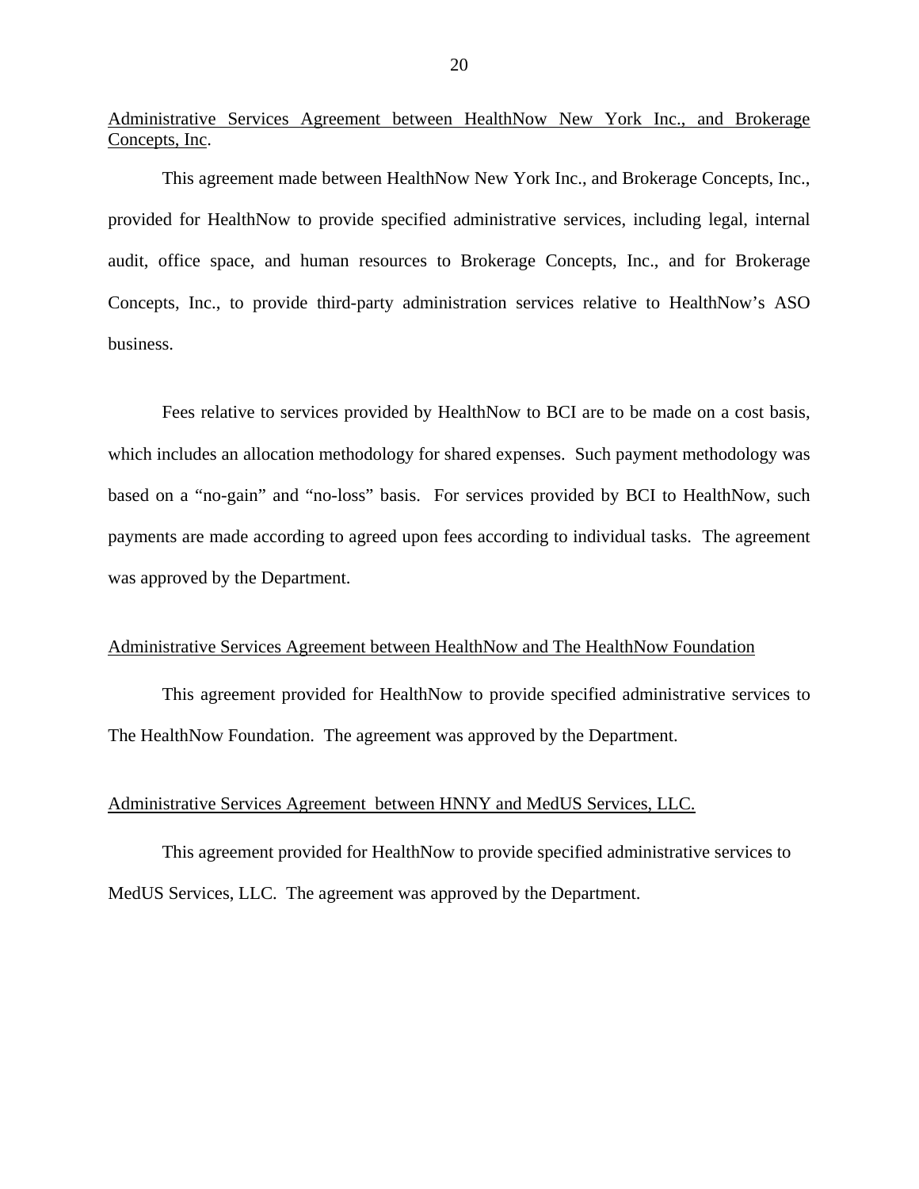Administrative Services Agreement between HealthNow New York Inc., and Brokerage Concepts, Inc.

This agreement made between HealthNow New York Inc., and Brokerage Concepts, Inc., provided for HealthNow to provide specified administrative services, including legal, internal audit, office space, and human resources to Brokerage Concepts, Inc., and for Brokerage Concepts, Inc., to provide third-party administration services relative to HealthNow's ASO business.

Fees relative to services provided by HealthNow to BCI are to be made on a cost basis, which includes an allocation methodology for shared expenses. Such payment methodology was based on a "no-gain" and "no-loss" basis. For services provided by BCI to HealthNow, such payments are made according to agreed upon fees according to individual tasks. The agreement was approved by the Department.

Administrative Services Agreement between HealthNow and The HealthNow Foundation

This agreement provided for HealthNow to provide specified administrative services to The HealthNow Foundation. The agreement was approved by the Department.

Administrative Services Agreement between HNNY and MedUS Services, LLC.

This agreement provided for HealthNow to provide specified administrative services to MedUS Services, LLC. The agreement was approved by the Department.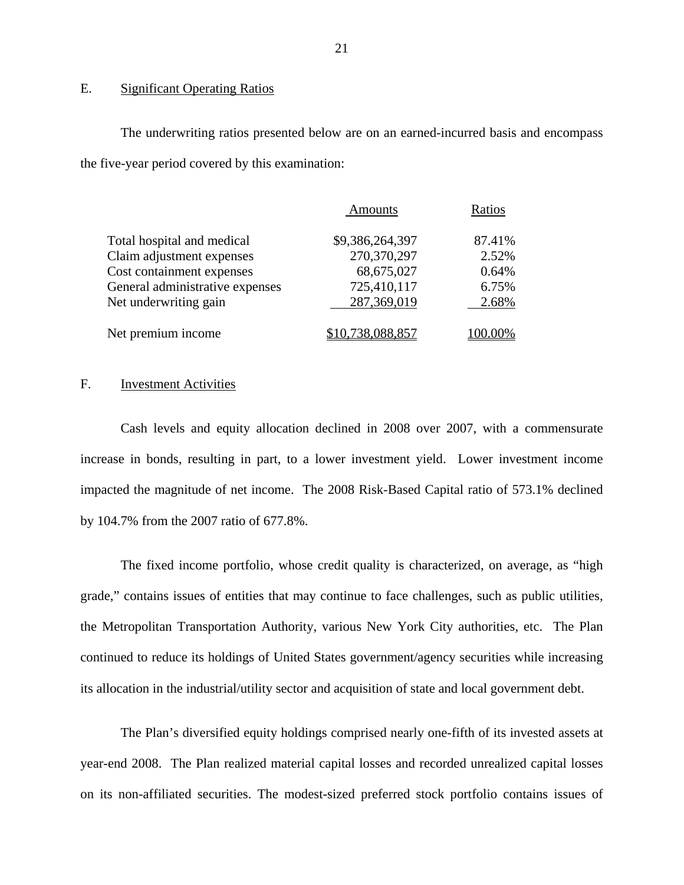## E. Significant Operating Ratios

The underwriting ratios presented below are on an earned-incurred basis and encompass the five-year period covered by this examination:

| | Amounts | Ratios |
|---|---|---|
| Total hospital and medical | $9,386,264,397 | 87.41% |
| Claim adjustment expenses | 270,370,297 | 2.52% |
| Cost containment expenses | 68,675,027 | 0.64% |
| General administrative expenses | 725,410,117 | 6.75% |
| Net underwriting gain | 287,369,019 | 2.68% |
| Net premium income | $10,738,088,857 | 100.00% |

## F. Investment Activities

Cash levels and equity allocation declined in 2008 over 2007, with a commensurate increase in bonds, resulting in part, to a lower investment yield. Lower investment income impacted the magnitude of net income. The 2008 Risk-Based Capital ratio of 573.1% declined by 104.7% from the 2007 ratio of 677.8%.

The fixed income portfolio, whose credit quality is characterized, on average, as "high grade," contains issues of entities that may continue to face challenges, such as public utilities, the Metropolitan Transportation Authority, various New York City authorities, etc. The Plan continued to reduce its holdings of United States government/agency securities while increasing its allocation in the industrial/utility sector and acquisition of state and local government debt.

The Plan's diversified equity holdings comprised nearly one-fifth of its invested assets at year-end 2008. The Plan realized material capital losses and recorded unrealized capital losses on its non-affiliated securities. The modest-sized preferred stock portfolio contains issues of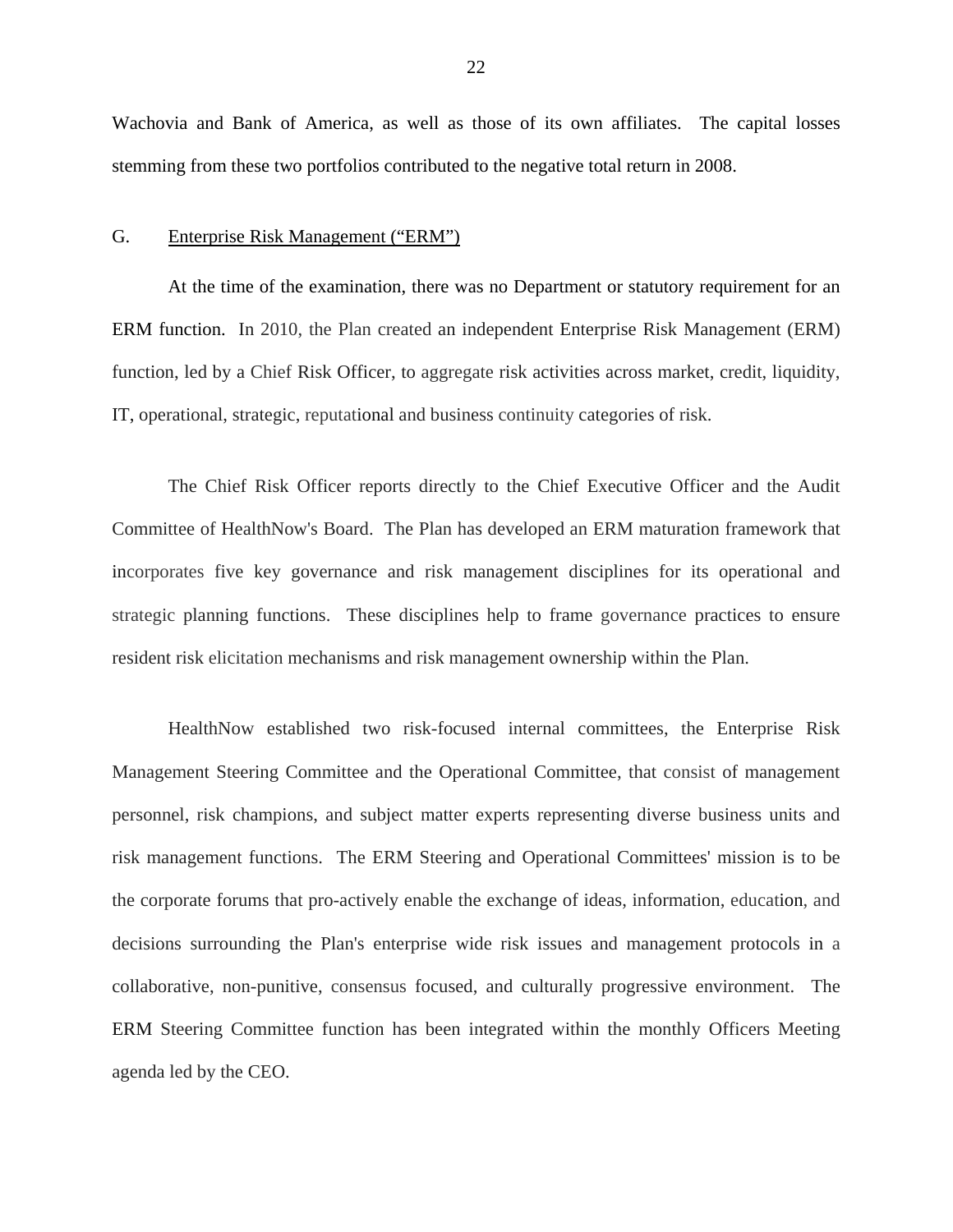Wachovia and Bank of America, as well as those of its own affiliates. The capital losses stemming from these two portfolios contributed to the negative total return in 2008.

## G. Enterprise Risk Management ("ERM")

At the time of the examination, there was no Department or statutory requirement for an ERM function. In 2010, the Plan created an independent Enterprise Risk Management (ERM) function, led by a Chief Risk Officer, to aggregate risk activities across market, credit, liquidity, IT, operational, strategic, reputational and business continuity categories of risk.

The Chief Risk Officer reports directly to the Chief Executive Officer and the Audit Committee of HealthNow's Board. The Plan has developed an ERM maturation framework that incorporates five key governance and risk management disciplines for its operational and strategic planning functions. These disciplines help to frame governance practices to ensure resident risk elicitation mechanisms and risk management ownership within the Plan.

HealthNow established two risk-focused internal committees, the Enterprise Risk Management Steering Committee and the Operational Committee, that consist of management personnel, risk champions, and subject matter experts representing diverse business units and risk management functions. The ERM Steering and Operational Committees' mission is to be the corporate forums that pro-actively enable the exchange of ideas, information, education, and decisions surrounding the Plan's enterprise wide risk issues and management protocols in a collaborative, non-punitive, consensus focused, and culturally progressive environment. The ERM Steering Committee function has been integrated within the monthly Officers Meeting agenda led by the CEO.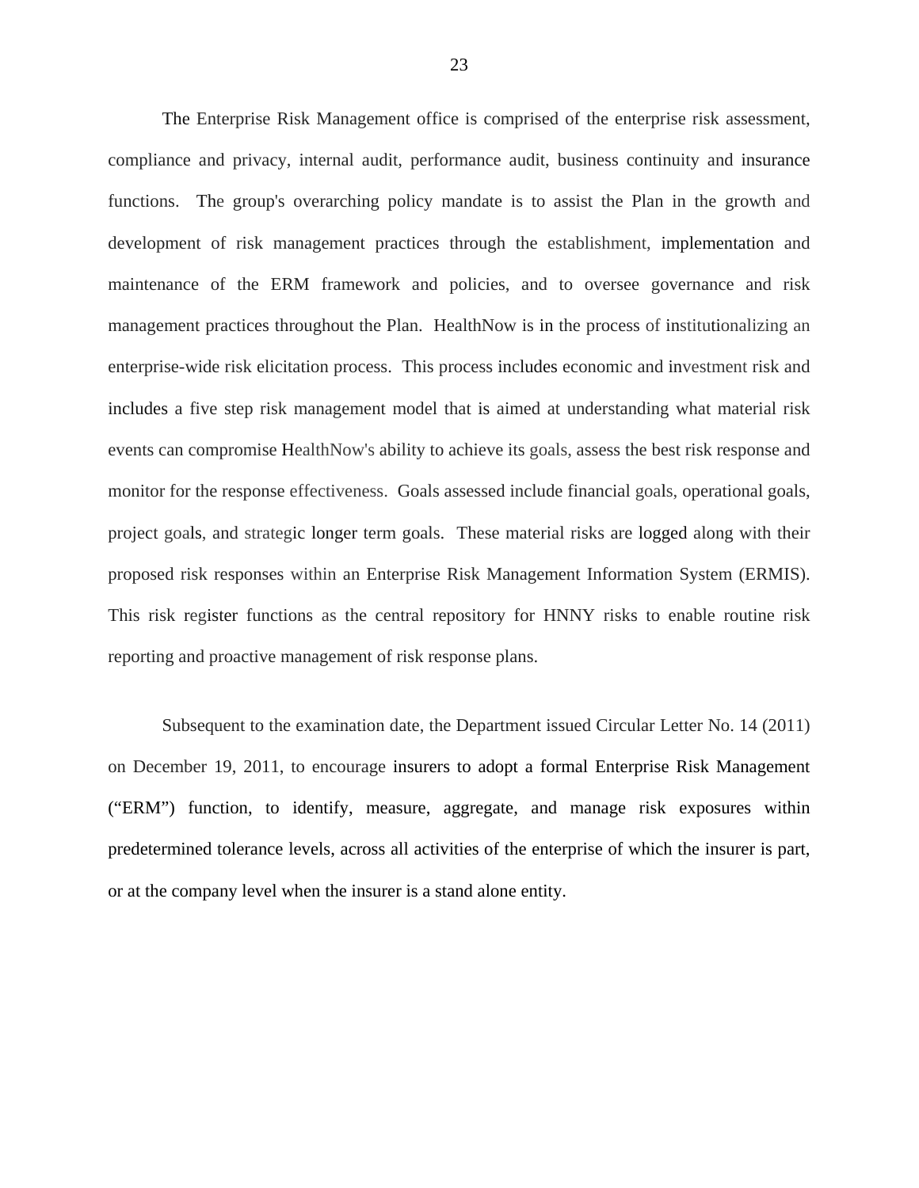The Enterprise Risk Management office is comprised of the enterprise risk assessment, compliance and privacy, internal audit, performance audit, business continuity and insurance functions. The group's overarching policy mandate is to assist the Plan in the growth and development of risk management practices through the establishment, implementation and maintenance of the ERM framework and policies, and to oversee governance and risk management practices throughout the Plan. HealthNow is in the process of institutionalizing an enterprise-wide risk elicitation process. This process includes economic and investment risk and includes a five step risk management model that is aimed at understanding what material risk events can compromise HealthNow's ability to achieve its goals, assess the best risk response and monitor for the response effectiveness. Goals assessed include financial goals, operational goals, project goals, and strategic longer term goals. These material risks are logged along with their proposed risk responses within an Enterprise Risk Management Information System (ERMIS). This risk register functions as the central repository for HNNY risks to enable routine risk reporting and proactive management of risk response plans.

Subsequent to the examination date, the Department issued Circular Letter No. 14 (2011) on December 19, 2011, to encourage insurers to adopt a formal Enterprise Risk Management ("ERM") function, to identify, measure, aggregate, and manage risk exposures within predetermined tolerance levels, across all activities of the enterprise of which the insurer is part, or at the company level when the insurer is a stand alone entity.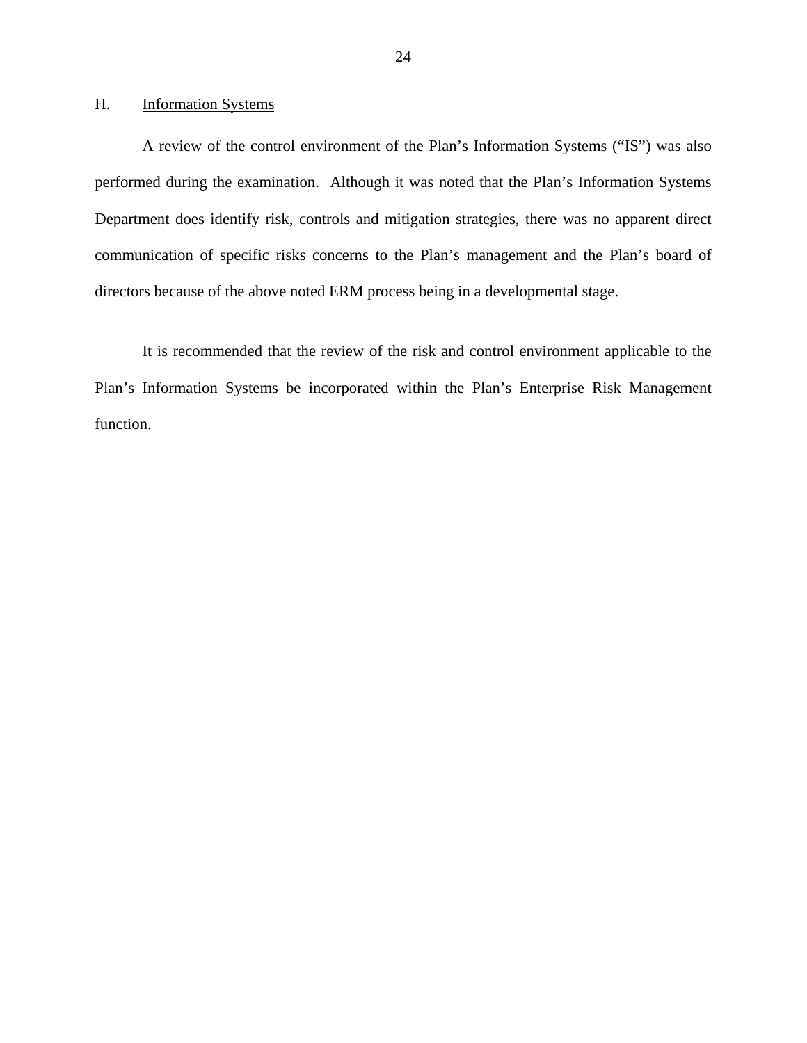## H. Information Systems

A review of the control environment of the Plan's Information Systems ("IS") was also performed during the examination. Although it was noted that the Plan's Information Systems Department does identify risk, controls and mitigation strategies, there was no apparent direct communication of specific risks concerns to the Plan's management and the Plan's board of directors because of the above noted ERM process being in a developmental stage.

It is recommended that the review of the risk and control environment applicable to the Plan's Information Systems be incorporated within the Plan's Enterprise Risk Management function.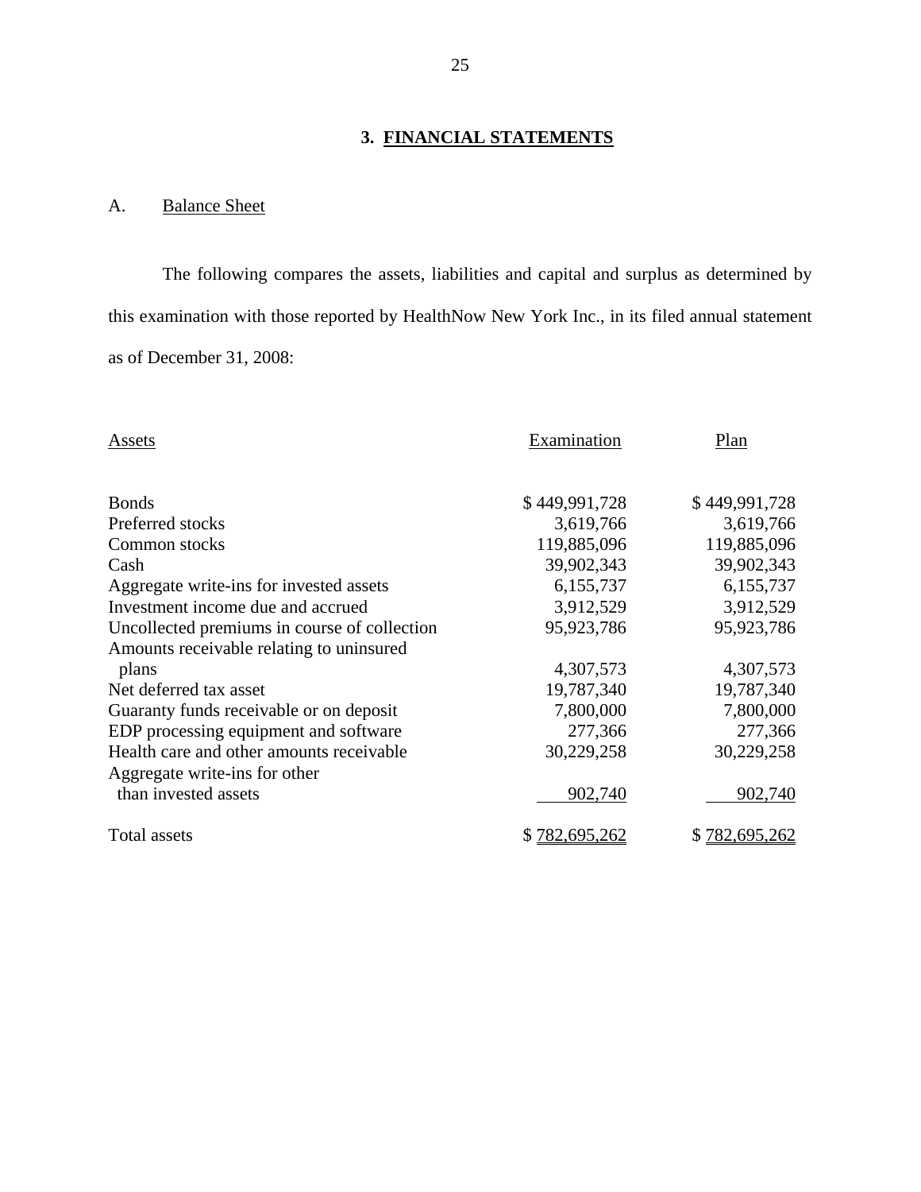## 3. FINANCIAL STATEMENTS

### A. Balance Sheet

The following compares the assets, liabilities and capital and surplus as determined by this examination with those reported by HealthNow New York Inc., in its filed annual statement as of December 31, 2008:

| Assets | Examination | Plan |
|---|---|---|
| Bonds | $ 449,991,728 | $ 449,991,728 |
| Preferred stocks | 3,619,766 | 3,619,766 |
| Common stocks | 119,885,096 | 119,885,096 |
| Cash | 39,902,343 | 39,902,343 |
| Aggregate write-ins for invested assets | 6,155,737 | 6,155,737 |
| Investment income due and accrued | 3,912,529 | 3,912,529 |
| Uncollected premiums in course of collection | 95,923,786 | 95,923,786 |
| Amounts receivable relating to uninsured plans | 4,307,573 | 4,307,573 |
| Net deferred tax asset | 19,787,340 | 19,787,340 |
| Guaranty funds receivable or on deposit | 7,800,000 | 7,800,000 |
| EDP processing equipment and software | 277,366 | 277,366 |
| Health care and other amounts receivable | 30,229,258 | 30,229,258 |
| Aggregate write-ins for other than invested assets | 902,740 | 902,740 |
| Total assets | $ 782,695,262 | $ 782,695,262 |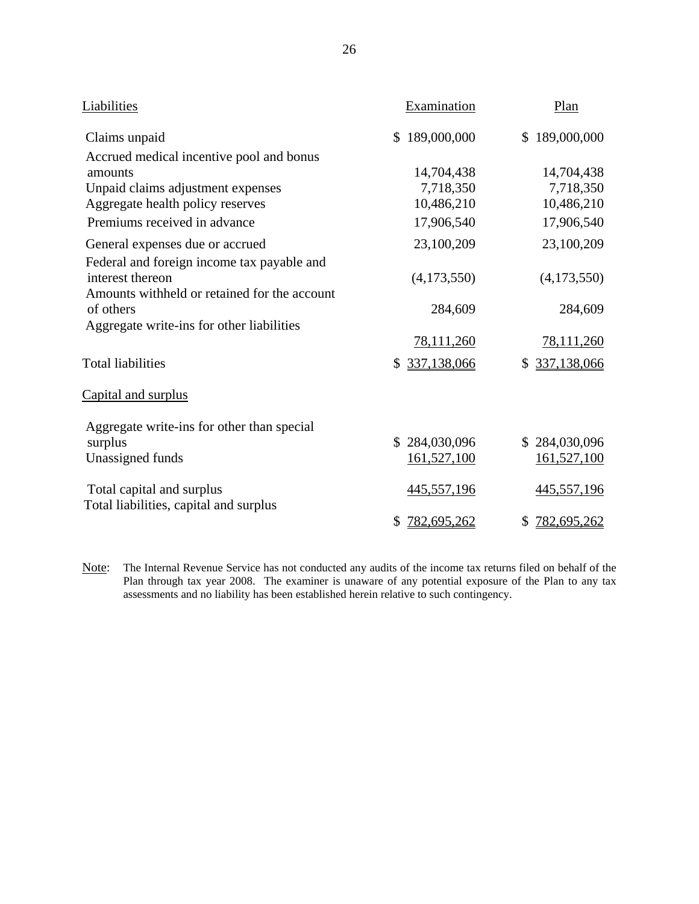| Liabilities | Examination | Plan |
|---|---|---|
| Claims unpaid | $ 189,000,000 | $ 189,000,000 |
| Accrued medical incentive pool and bonus amounts | 14,704,438 | 14,704,438 |
| Unpaid claims adjustment expenses | 7,718,350 | 7,718,350 |
| Aggregate health policy reserves | 10,486,210 | 10,486,210 |
| Premiums received in advance | 17,906,540 | 17,906,540 |
| General expenses due or accrued | 23,100,209 | 23,100,209 |
| Federal and foreign income tax payable and interest thereon | (4,173,550) | (4,173,550) |
| Amounts withheld or retained for the account of others | 284,609 | 284,609 |
| Aggregate write-ins for other liabilities | 78,111,260 | 78,111,260 |
| Total liabilities | $ 337,138,066 | $ 337,138,066 |
| Capital and surplus | | |
| Aggregate write-ins for other than special surplus | $ 284,030,096 | $ 284,030,096 |
| Unassigned funds | 161,527,100 | 161,527,100 |
| Total capital and surplus | 445,557,196 | 445,557,196 |
| Total liabilities, capital and surplus | $ 782,695,262 | $ 782,695,262 |

Note: The Internal Revenue Service has not conducted any audits of the income tax returns filed on behalf of the Plan through tax year 2008. The examiner is unaware of any potential exposure of the Plan to any tax assessments and no liability has been established herein relative to such contingency.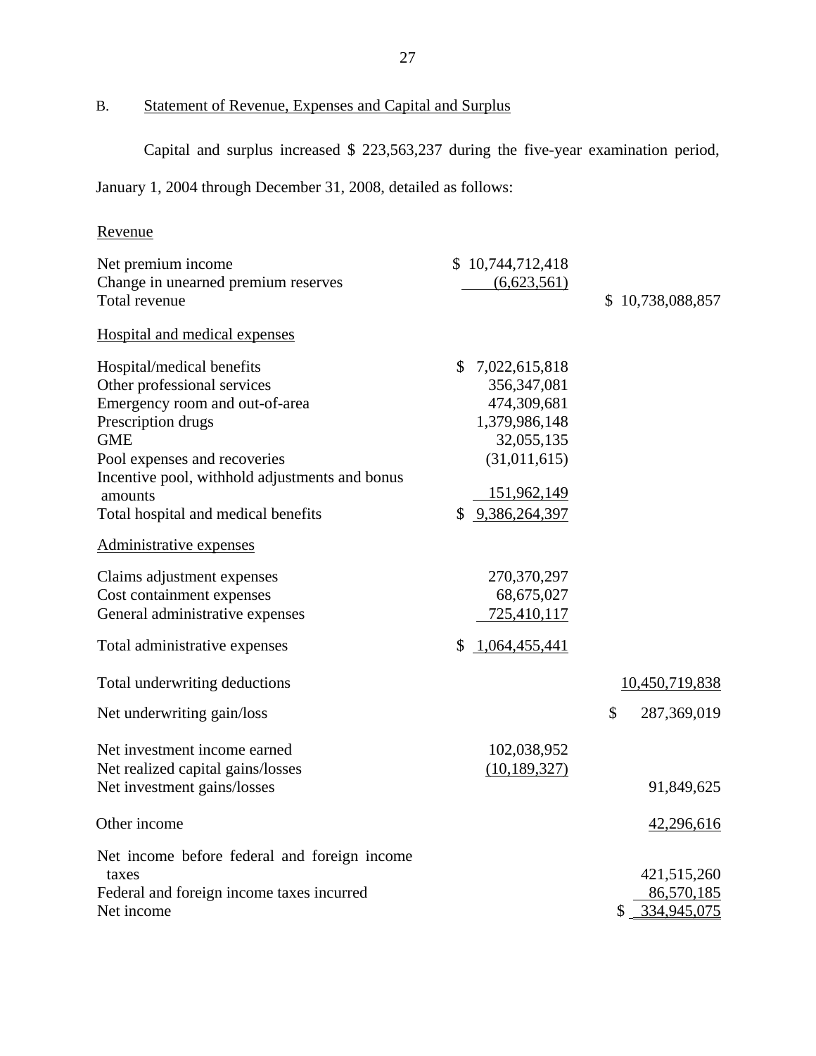## B. Statement of Revenue, Expenses and Capital and Surplus

Capital and surplus increased $ 223,563,237 during the five-year examination period, January 1, 2004 through December 31, 2008, detailed as follows:

| | | |
|---|---|---|
| **Revenue** | | |
| Net premium income | $ 10,744,712,418 | |
| Change in unearned premium reserves | (6,623,561) | |
| Total revenue | | $ 10,738,088,857 |
| **Hospital and medical expenses** | | |
| Hospital/medical benefits | $ 7,022,615,818 | |
| Other professional services | 356,347,081 | |
| Emergency room and out-of-area | 474,309,681 | |
| Prescription drugs | 1,379,986,148 | |
| GME | 32,055,135 | |
| Pool expenses and recoveries | (31,011,615) | |
| Incentive pool, withhold adjustments and bonus amounts | 151,962,149 | |
| Total hospital and medical benefits | $ 9,386,264,397 | |
| **Administrative expenses** | | |
| Claims adjustment expenses | 270,370,297 | |
| Cost containment expenses | 68,675,027 | |
| General administrative expenses | 725,410,117 | |
| Total administrative expenses | $ 1,064,455,441 | |
| Total underwriting deductions | | 10,450,719,838 |
| Net underwriting gain/loss | | $ 287,369,019 |
| Net investment income earned | 102,038,952 | |
| Net realized capital gains/losses | (10,189,327) | |
| Net investment gains/losses | | 91,849,625 |
| Other income | | 42,296,616 |
| Net income before federal and foreign income taxes | | 421,515,260 |
| Federal and foreign income taxes incurred | | 86,570,185 |
| Net income | | $ 334,945,075 |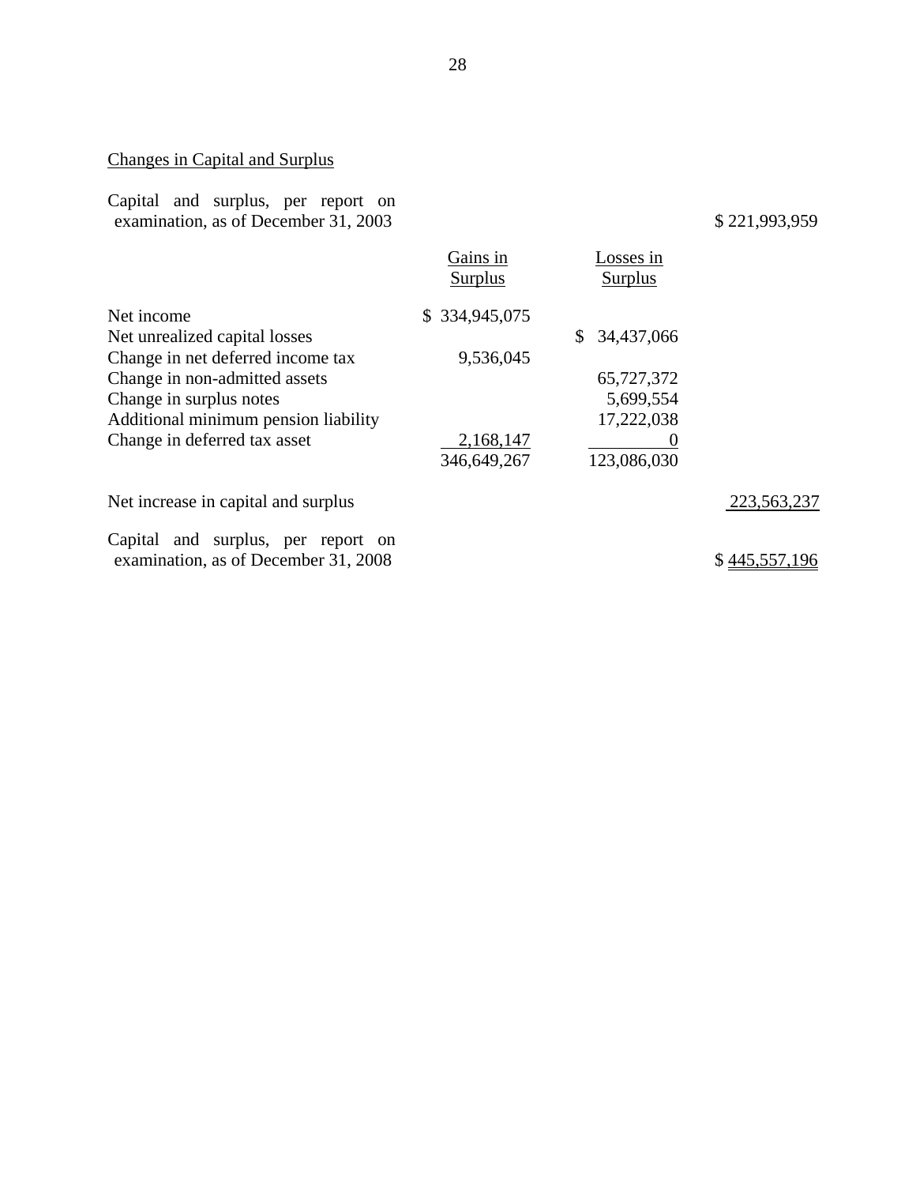Changes in Capital and Surplus

| | Gains in Surplus | Losses in Surplus | |
|---|---|---|---|
| Capital and surplus, per report on examination, as of December 31, 2003 | | | $ 221,993,959 |
| Net income | $ 334,945,075 | | |
| Net unrealized capital losses | | $ 34,437,066 | |
| Change in net deferred income tax | 9,536,045 | | |
| Change in non-admitted assets | | 65,727,372 | |
| Change in surplus notes | | 5,699,554 | |
| Additional minimum pension liability | | 17,222,038 | |
| Change in deferred tax asset | 2,168,147 | 0 | |
| | 346,649,267 | 123,086,030 | |
| Net increase in capital and surplus | | | 223,563,237 |
| Capital and surplus, per report on examination, as of December 31, 2008 | | | $ 445,557,196 |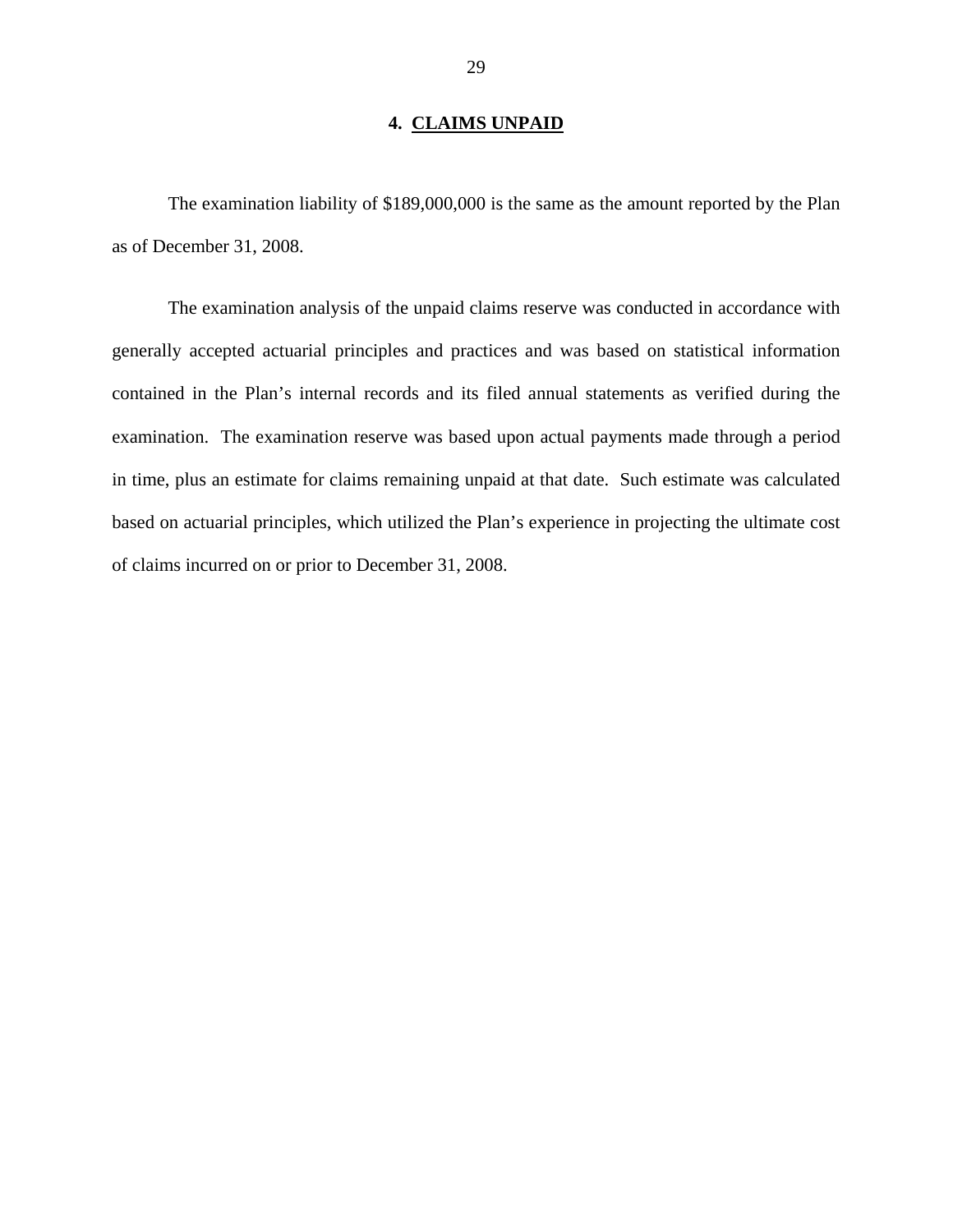## 4. CLAIMS UNPAID

The examination liability of $189,000,000 is the same as the amount reported by the Plan as of December 31, 2008.

The examination analysis of the unpaid claims reserve was conducted in accordance with generally accepted actuarial principles and practices and was based on statistical information contained in the Plan's internal records and its filed annual statements as verified during the examination. The examination reserve was based upon actual payments made through a period in time, plus an estimate for claims remaining unpaid at that date. Such estimate was calculated based on actuarial principles, which utilized the Plan's experience in projecting the ultimate cost of claims incurred on or prior to December 31, 2008.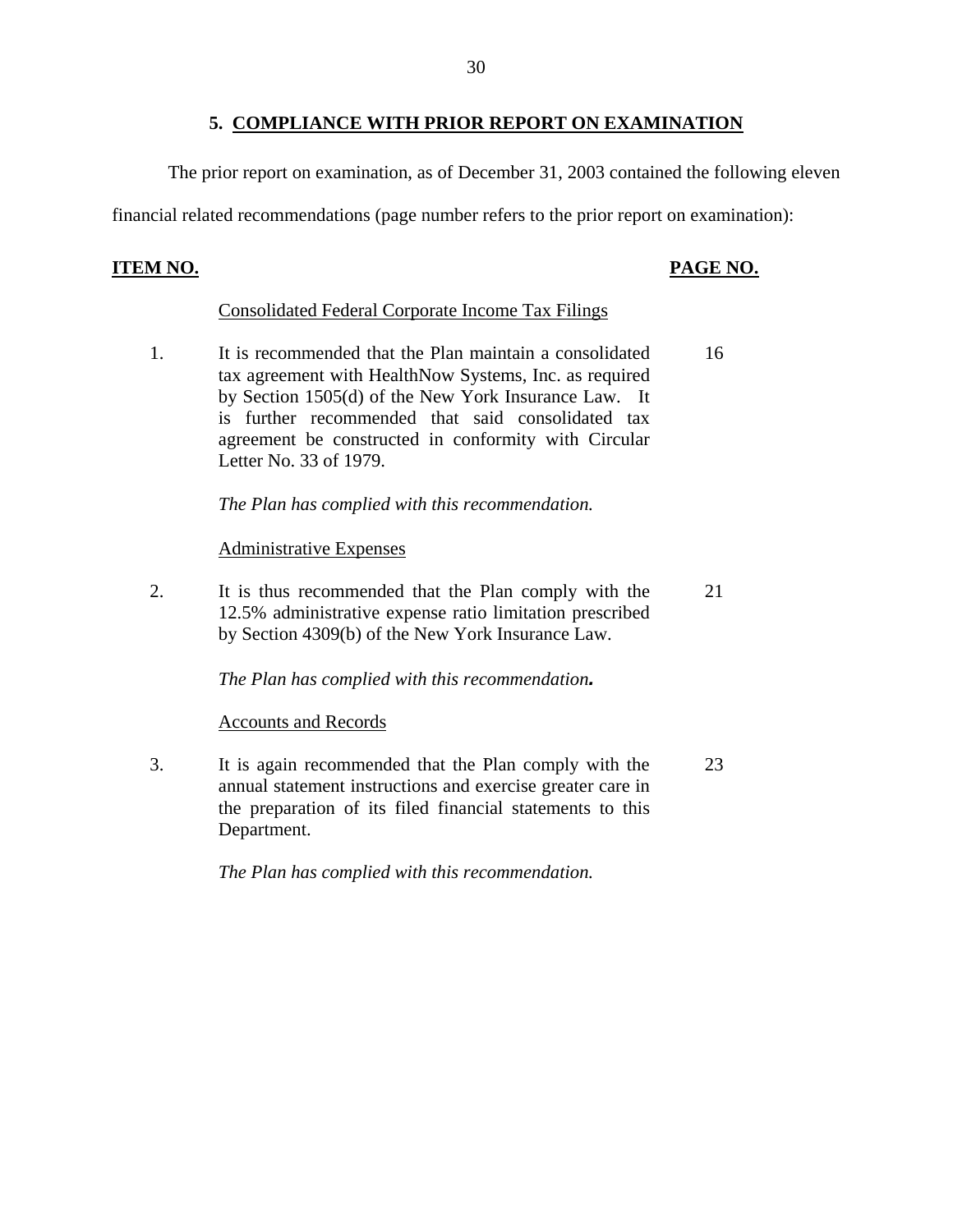## 5. COMPLIANCE WITH PRIOR REPORT ON EXAMINATION

The prior report on examination, as of December 31, 2003 contained the following eleven financial related recommendations (page number refers to the prior report on examination):

| ITEM NO. | | PAGE NO. |
|---|---|---|
| | Consolidated Federal Corporate Income Tax Filings | |
| 1. | It is recommended that the Plan maintain a consolidated tax agreement with HealthNow Systems, Inc. as required by Section 1505(d) of the New York Insurance Law. It is further recommended that said consolidated tax agreement be constructed in conformity with Circular Letter No. 33 of 1979. | 16 |
| | *The Plan has complied with this recommendation.* | |
| | Administrative Expenses | |
| 2. | It is thus recommended that the Plan comply with the 12.5% administrative expense ratio limitation prescribed by Section 4309(b) of the New York Insurance Law. | 21 |
| | *The Plan has complied with this recommendation.* | |
| | Accounts and Records | |
| 3. | It is again recommended that the Plan comply with the annual statement instructions and exercise greater care in the preparation of its filed financial statements to this Department. | 23 |
| | *The Plan has complied with this recommendation.* | |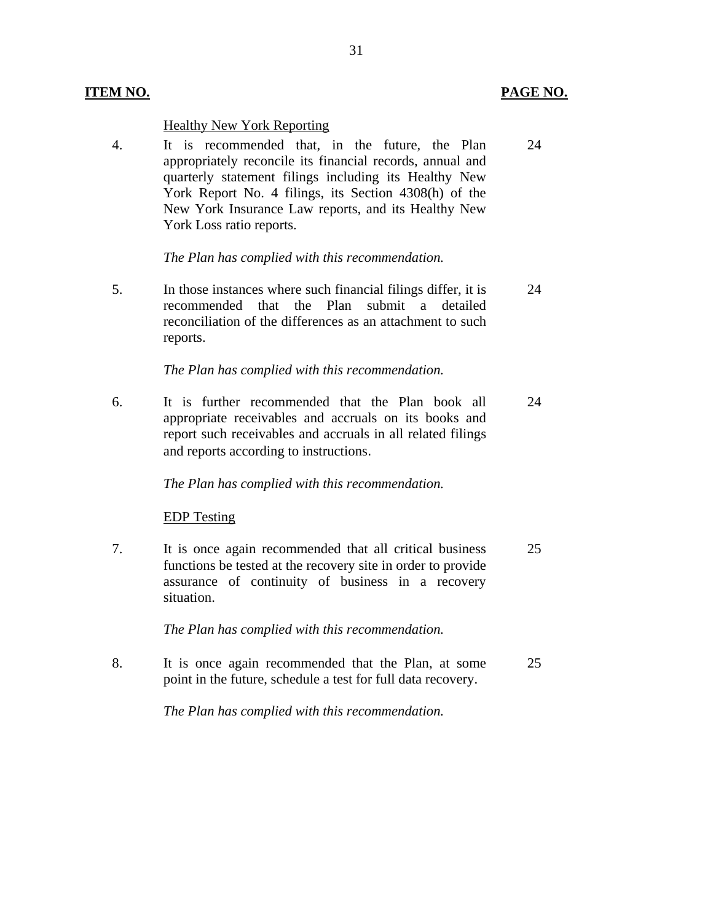| ITEM NO. | | PAGE NO. |
|---|---|---|
| | <u>Healthy New York Reporting</u> | |
| 4. | It is recommended that, in the future, the Plan appropriately reconcile its financial records, annual and quarterly statement filings including its Healthy New York Report No. 4 filings, its Section 4308(h) of the New York Insurance Law reports, and its Healthy New York Loss ratio reports.<br><br>*The Plan has complied with this recommendation.* | 24 |
| 5. | In those instances where such financial filings differ, it is recommended that the Plan submit a detailed reconciliation of the differences as an attachment to such reports.<br><br>*The Plan has complied with this recommendation.* | 24 |
| 6. | It is further recommended that the Plan book all appropriate receivables and accruals on its books and report such receivables and accruals in all related filings and reports according to instructions.<br><br>*The Plan has complied with this recommendation.* | 24 |
| | <u>EDP Testing</u> | |
| 7. | It is once again recommended that all critical business functions be tested at the recovery site in order to provide assurance of continuity of business in a recovery situation.<br><br>*The Plan has complied with this recommendation.* | 25 |
| 8. | It is once again recommended that the Plan, at some point in the future, schedule a test for full data recovery.<br><br>*The Plan has complied with this recommendation.* | 25 |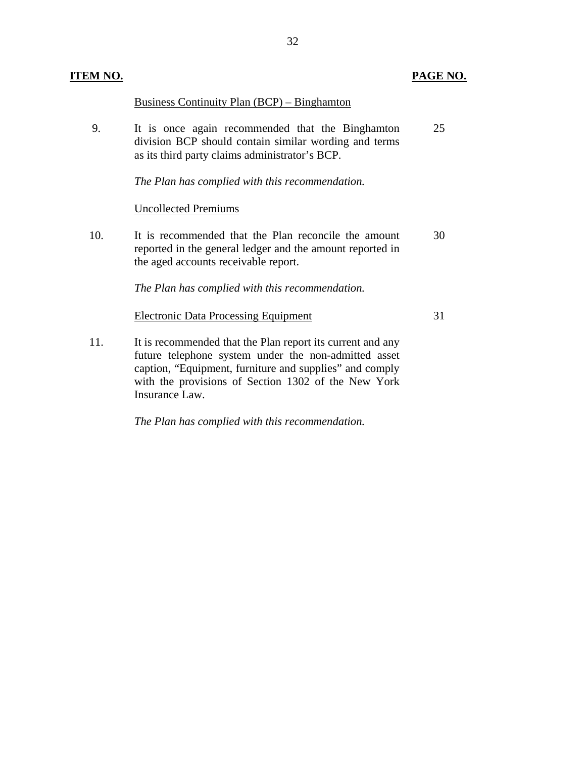| ITEM NO. | | PAGE NO. |
|---|---|---|
| | Business Continuity Plan (BCP) – Binghamton | |
| 9. | It is once again recommended that the Binghamton division BCP should contain similar wording and terms as its third party claims administrator's BCP. | 25 |
| | *The Plan has complied with this recommendation.* | |
| | Uncollected Premiums | |
| 10. | It is recommended that the Plan reconcile the amount reported in the general ledger and the amount reported in the aged accounts receivable report. | 30 |
| | *The Plan has complied with this recommendation.* | |
| | Electronic Data Processing Equipment | 31 |
| 11. | It is recommended that the Plan report its current and any future telephone system under the non-admitted asset caption, "Equipment, furniture and supplies" and comply with the provisions of Section 1302 of the New York Insurance Law. | |
| | *The Plan has complied with this recommendation.* | |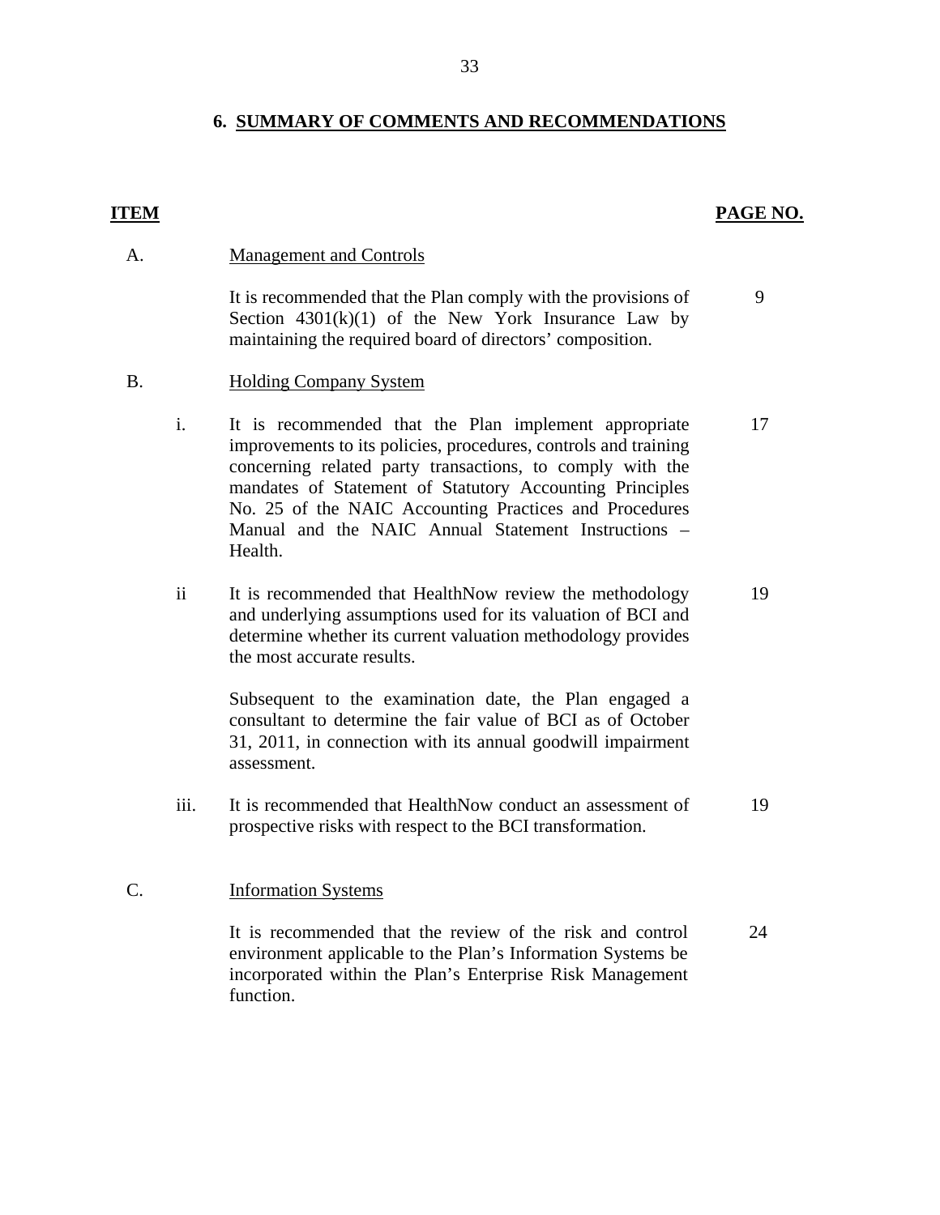## 6. SUMMARY OF COMMENTS AND RECOMMENDATIONS

| ITEM | | | PAGE NO. |
|---|---|---|---|
| A. | | Management and Controls | |
| | | It is recommended that the Plan comply with the provisions of Section 4301(k)(1) of the New York Insurance Law by maintaining the required board of directors' composition. | 9 |
| B. | | Holding Company System | |
| | i. | It is recommended that the Plan implement appropriate improvements to its policies, procedures, controls and training concerning related party transactions, to comply with the mandates of Statement of Statutory Accounting Principles No. 25 of the NAIC Accounting Practices and Procedures Manual and the NAIC Annual Statement Instructions – Health. | 17 |
| | ii | It is recommended that HealthNow review the methodology and underlying assumptions used for its valuation of BCI and determine whether its current valuation methodology provides the most accurate results.<br><br>Subsequent to the examination date, the Plan engaged a consultant to determine the fair value of BCI as of October 31, 2011, in connection with its annual goodwill impairment assessment. | 19 |
| | iii. | It is recommended that HealthNow conduct an assessment of prospective risks with respect to the BCI transformation. | 19 |
| C. | | Information Systems | |
| | | It is recommended that the review of the risk and control environment applicable to the Plan's Information Systems be incorporated within the Plan's Enterprise Risk Management function. | 24 |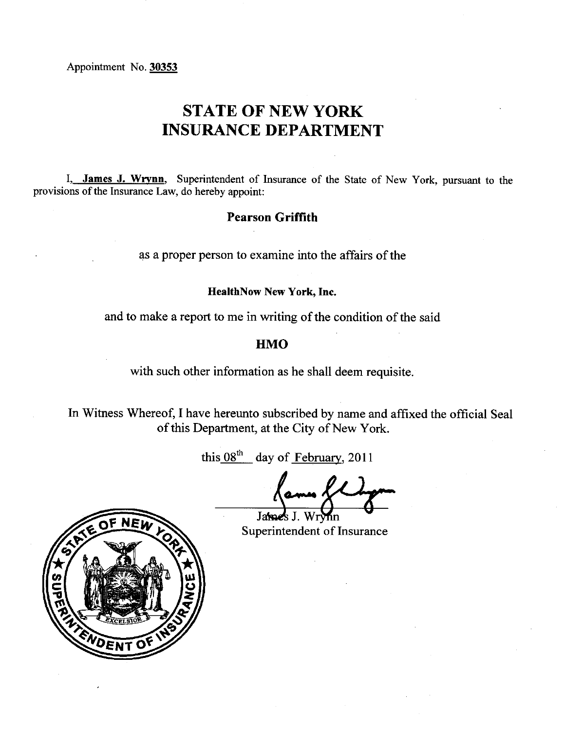Appointment No. **30353**

# STATE OF NEW YORK
# INSURANCE DEPARTMENT

I, **James J. Wrynn**, Superintendent of Insurance of the State of New York, pursuant to the provisions of the Insurance Law, do hereby appoint:

**Pearson Griffith**

as a proper person to examine into the affairs of the

**HealthNow New York, Inc.**

and to make a report to me in writing of the condition of the said

**HMO**

with such other information as he shall deem requisite.

In Witness Whereof, I have hereunto subscribed by name and affixed the official Seal of this Department, at the City of New York.

this 08th day of February, 2011

James J. Wrynn
Superintendent of Insurance

STATE OF NEW YORK SUPERINTENDENT OF INSURANCE EXCELSIOR